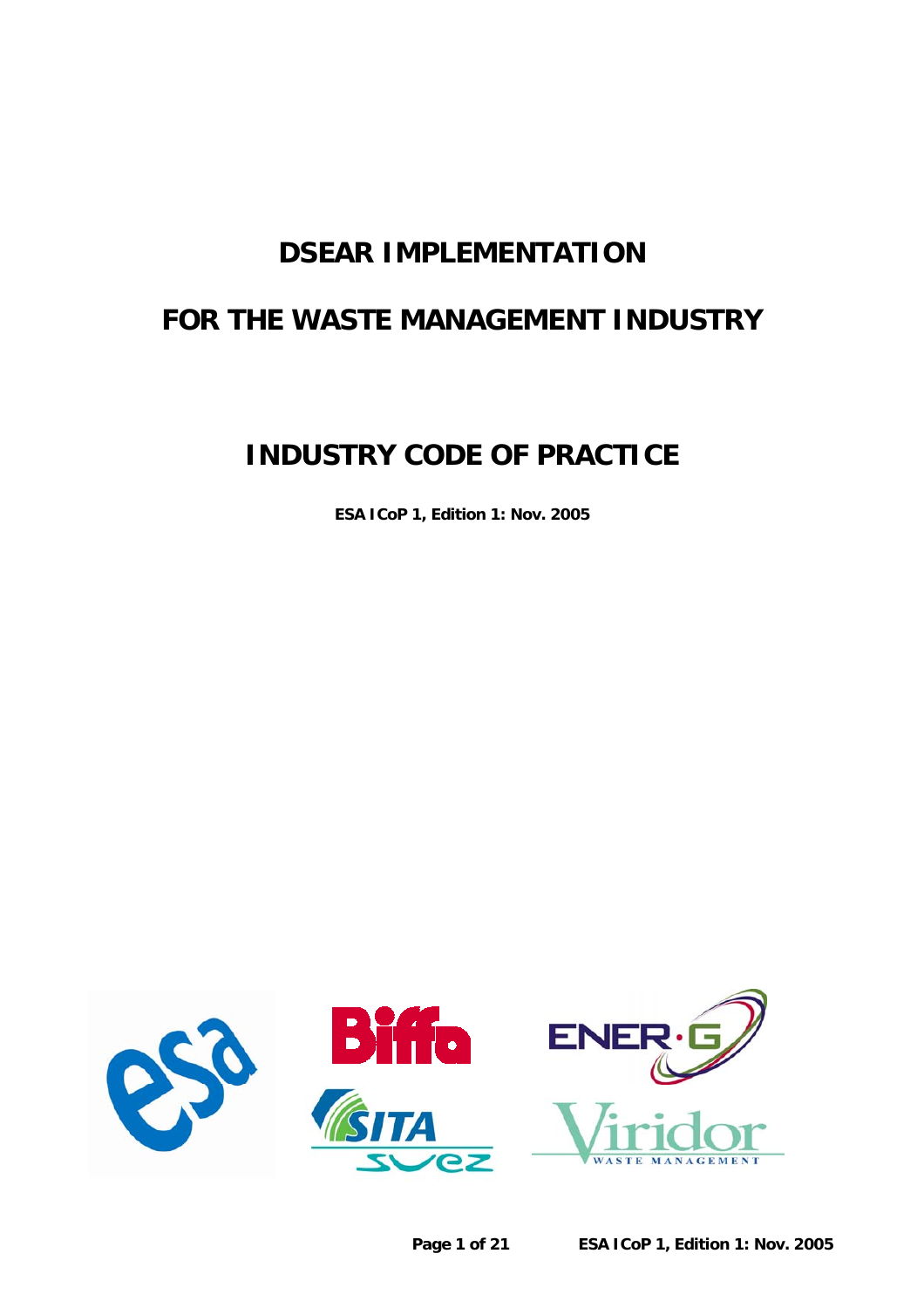# DSEAR IMPLEMENTATION

# FOR THE WASTE MANAGEMENT INDUSTRY

## INDUSTRY CODE OF PRACTICE

**ESA ICoP 1, Edition 1: Nov. 2005**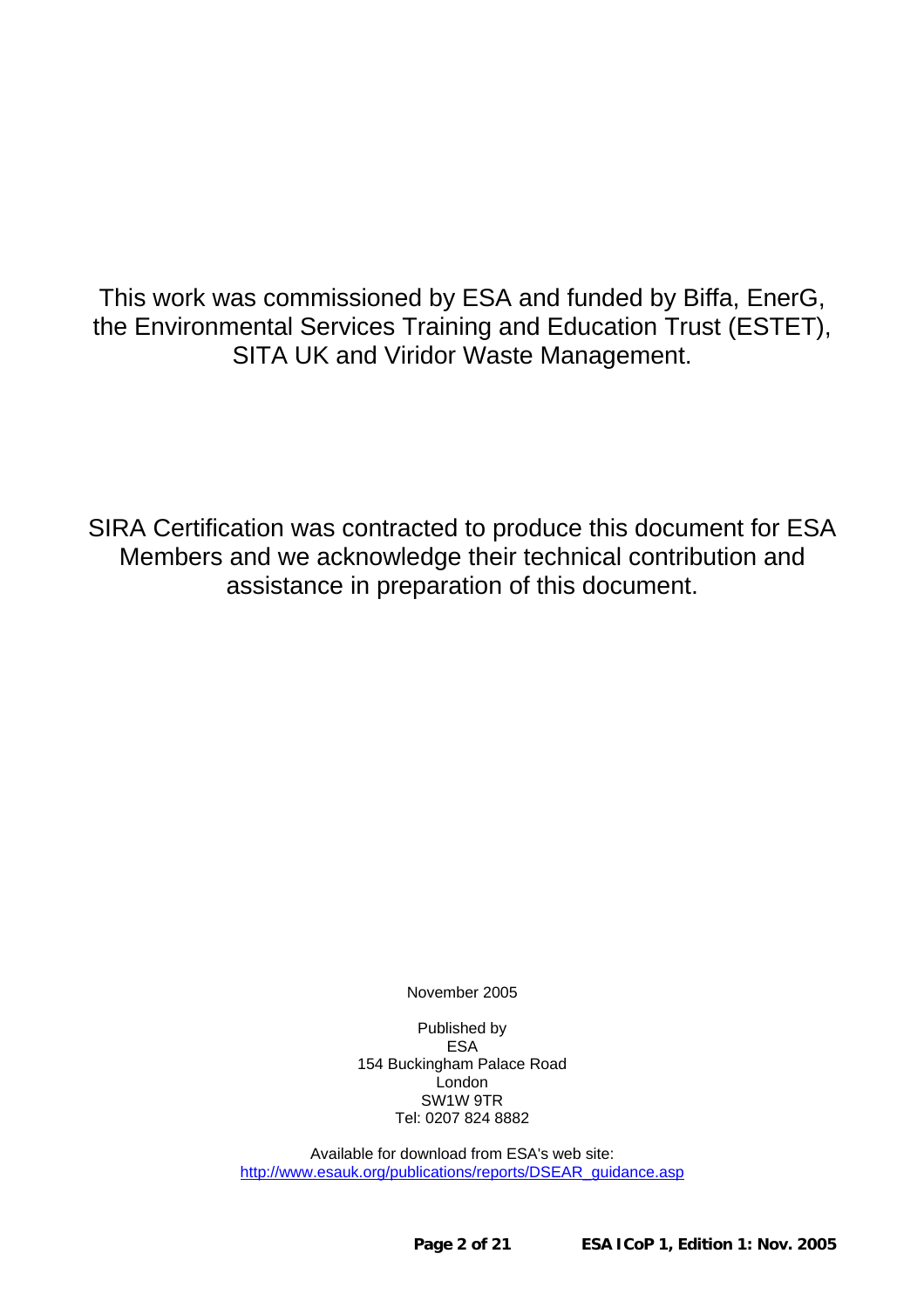This work was commissioned by ESA and funded by Biffa, EnerG, the Environmental Services Training and Education Trust (ESTET), SITA UK and Viridor Waste Management.

SIRA Certification was contracted to produce this document for ESA Members and we acknowledge their technical contribution and assistance in preparation of this document.

November 2005

Published by
ESA
154 Buckingham Palace Road
London
SW1W 9TR
Tel: 0207 824 8882

Available for download from ESA's web site:
http://www.esauk.org/publications/reports/DSEAR_guidance.asp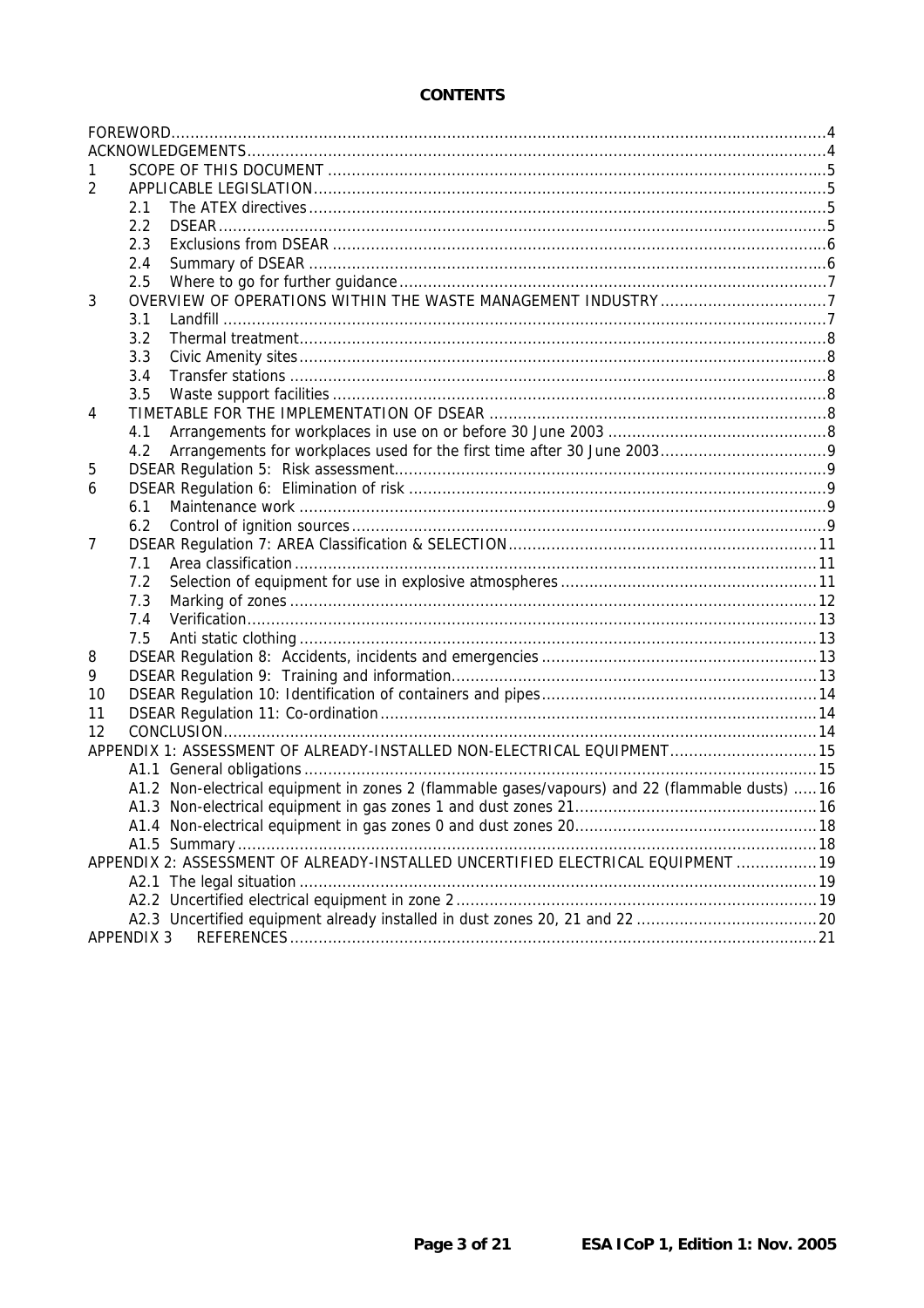**CONTENTS**

| | | |
|---|---|---|
| FOREWORD | | 4 |
| ACKNOWLEDGEMENTS | | 4 |
| 1 | SCOPE OF THIS DOCUMENT | 5 |
| 2 | APPLICABLE LEGISLATION | 5 |
| | 2.1 The ATEX directives | 5 |
| | 2.2 DSEAR | 5 |
| | 2.3 Exclusions from DSEAR | 6 |
| | 2.4 Summary of DSEAR | 6 |
| | 2.5 Where to go for further guidance | 7 |
| 3 | OVERVIEW OF OPERATIONS WITHIN THE WASTE MANAGEMENT INDUSTRY | 7 |
| | 3.1 Landfill | 7 |
| | 3.2 Thermal treatment | 8 |
| | 3.3 Civic Amenity sites | 8 |
| | 3.4 Transfer stations | 8 |
| | 3.5 Waste support facilities | 8 |
| 4 | TIMETABLE FOR THE IMPLEMENTATION OF DSEAR | 8 |
| | 4.1 Arrangements for workplaces in use on or before 30 June 2003 | 8 |
| | 4.2 Arrangements for workplaces used for the first time after 30 June 2003 | 9 |
| 5 | DSEAR Regulation 5: Risk assessment | 9 |
| 6 | DSEAR Regulation 6: Elimination of risk | 9 |
| | 6.1 Maintenance work | 9 |
| | 6.2 Control of ignition sources | 9 |
| 7 | DSEAR Regulation 7: AREA Classification & SELECTION | 11 |
| | 7.1 Area classification | 11 |
| | 7.2 Selection of equipment for use in explosive atmospheres | 11 |
| | 7.3 Marking of zones | 12 |
| | 7.4 Verification | 13 |
| | 7.5 Anti static clothing | 13 |
| 8 | DSEAR Regulation 8: Accidents, incidents and emergencies | 13 |
| 9 | DSEAR Regulation 9: Training and information | 13 |
| 10 | DSEAR Regulation 10: Identification of containers and pipes | 14 |
| 11 | DSEAR Regulation 11: Co-ordination | 14 |
| 12 | CONCLUSION | 14 |
| APPENDIX 1: ASSESSMENT OF ALREADY-INSTALLED NON-ELECTRICAL EQUIPMENT | | 15 |
| | A1.1 General obligations | 15 |
| | A1.2 Non-electrical equipment in zones 2 (flammable gases/vapours) and 22 (flammable dusts) | 16 |
| | A1.3 Non-electrical equipment in gas zones 1 and dust zones 21 | 16 |
| | A1.4 Non-electrical equipment in gas zones 0 and dust zones 20 | 18 |
| | A1.5 Summary | 18 |
| APPENDIX 2: ASSESSMENT OF ALREADY-INSTALLED UNCERTIFIED ELECTRICAL EQUIPMENT | | 19 |
| | A2.1 The legal situation | 19 |
| | A2.2 Uncertified electrical equipment in zone 2 | 19 |
| | A2.3 Uncertified equipment already installed in dust zones 20, 21 and 22 | 20 |
| APPENDIX 3 | REFERENCES | 21 |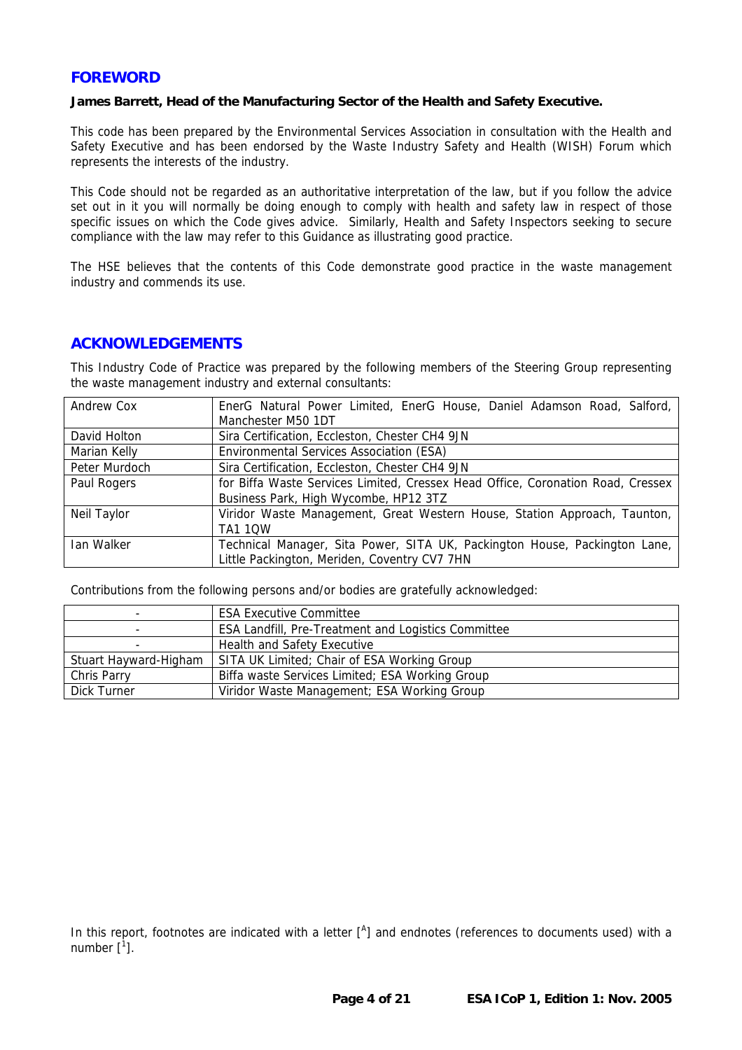## FOREWORD

**James Barrett, Head of the Manufacturing Sector of the Health and Safety Executive.**

This code has been prepared by the Environmental Services Association in consultation with the Health and Safety Executive and has been endorsed by the Waste Industry Safety and Health (WISH) Forum which represents the interests of the industry.

This Code should not be regarded as an authoritative interpretation of the law, but if you follow the advice set out in it you will normally be doing enough to comply with health and safety law in respect of those specific issues on which the Code gives advice. Similarly, Health and Safety Inspectors seeking to secure compliance with the law may refer to this Guidance as illustrating good practice.

The HSE believes that the contents of this Code demonstrate good practice in the waste management industry and commends its use.

## ACKNOWLEDGEMENTS

This Industry Code of Practice was prepared by the following members of the Steering Group representing the waste management industry and external consultants:

| | |
|---|---|
| Andrew Cox | EnerG Natural Power Limited, EnerG House, Daniel Adamson Road, Salford, Manchester M50 1DT |
| David Holton | Sira Certification, Eccleston, Chester CH4 9JN |
| Marian Kelly | Environmental Services Association (ESA) |
| Peter Murdoch | Sira Certification, Eccleston, Chester CH4 9JN |
| Paul Rogers | for Biffa Waste Services Limited, Cressex Head Office, Coronation Road, Cressex Business Park, High Wycombe, HP12 3TZ |
| Neil Taylor | Viridor Waste Management, Great Western House, Station Approach, Taunton, TA1 1QW |
| Ian Walker | Technical Manager, Sita Power, SITA UK, Packington House, Packington Lane, Little Packington, Meriden, Coventry CV7 7HN |

Contributions from the following persons and/or bodies are gratefully acknowledged:

| | |
|---|---|
| - | ESA Executive Committee |
| - | ESA Landfill, Pre-Treatment and Logistics Committee |
| - | Health and Safety Executive |
| Stuart Hayward-Higham | SITA UK Limited; Chair of ESA Working Group |
| Chris Parry | Biffa waste Services Limited; ESA Working Group |
| Dick Turner | Viridor Waste Management; ESA Working Group |

In this report, footnotes are indicated with a letter [A] and endnotes (references to documents used) with a number [1].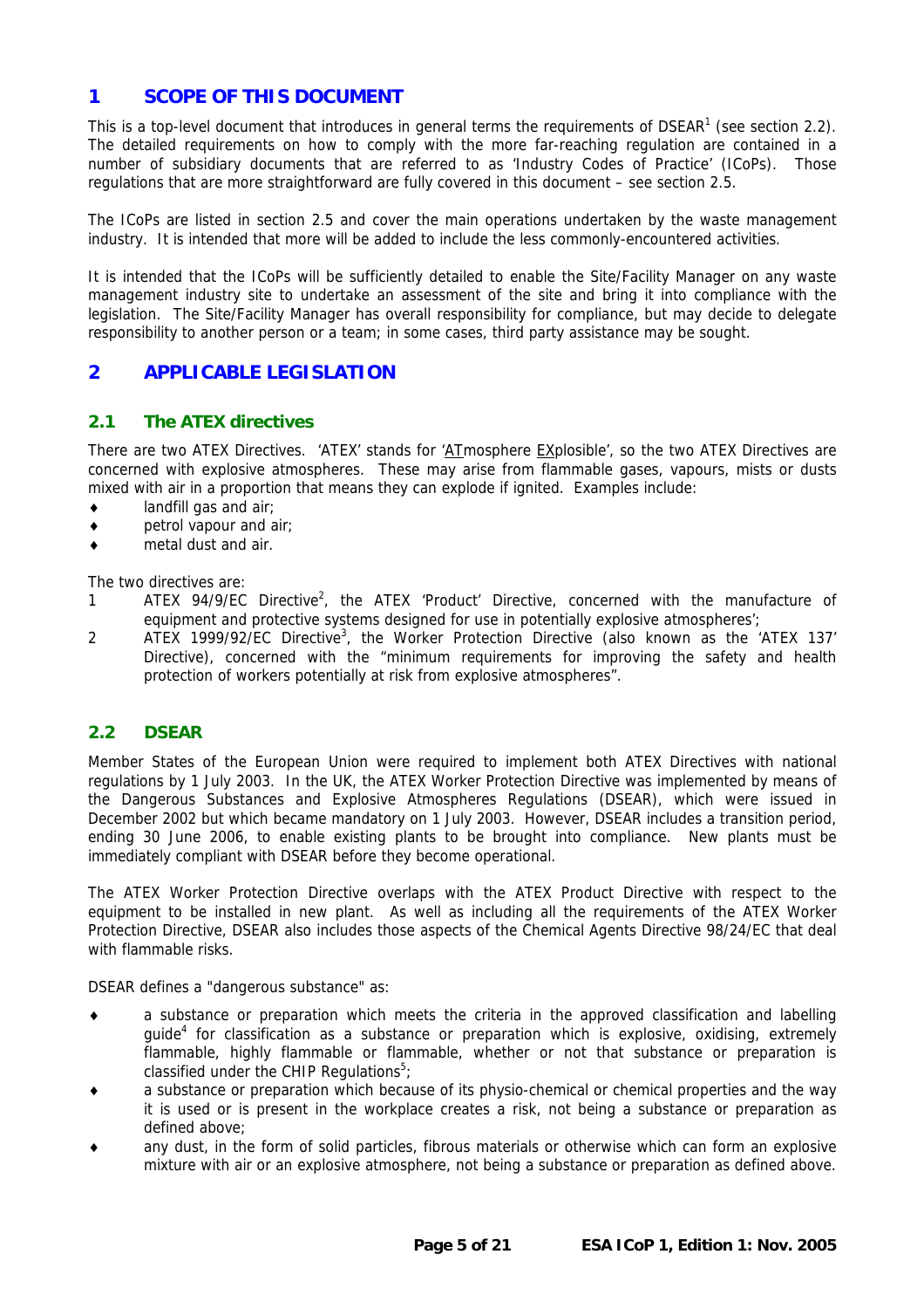# 1 SCOPE OF THIS DOCUMENT

This is a top-level document that introduces in general terms the requirements of DSEAR[1] (see section 2.2). The detailed requirements on how to comply with the more far-reaching regulation are contained in a number of subsidiary documents that are referred to as 'Industry Codes of Practice' (ICoPs). Those regulations that are more straightforward are fully covered in this document – see section 2.5.

The ICoPs are listed in section 2.5 and cover the main operations undertaken by the waste management industry. It is intended that more will be added to include the less commonly-encountered activities.

It is intended that the ICoPs will be sufficiently detailed to enable the Site/Facility Manager on any waste management industry site to undertake an assessment of the site and bring it into compliance with the legislation. The Site/Facility Manager has overall responsibility for compliance, but may decide to delegate responsibility to another person or a team; in some cases, third party assistance may be sought.

# 2 APPLICABLE LEGISLATION

## 2.1 The ATEX directives

There are two ATEX Directives. 'ATEX' stands for 'ATmosphere EXplosible', so the two ATEX Directives are concerned with explosive atmospheres. These may arise from flammable gases, vapours, mists or dusts mixed with air in a proportion that means they can explode if ignited. Examples include:

- landfill gas and air;
- petrol vapour and air;
- metal dust and air.

The two directives are:

1. ATEX 94/9/EC Directive[2], the ATEX 'Product' Directive, concerned with the manufacture of equipment and protective systems designed for use in potentially explosive atmospheres';
2. ATEX 1999/92/EC Directive[3], the Worker Protection Directive (also known as the 'ATEX 137' Directive), concerned with the "minimum requirements for improving the safety and health protection of workers potentially at risk from explosive atmospheres".

## 2.2 DSEAR

Member States of the European Union were required to implement both ATEX Directives with national regulations by 1 July 2003. In the UK, the ATEX Worker Protection Directive was implemented by means of the Dangerous Substances and Explosive Atmospheres Regulations (DSEAR), which were issued in December 2002 but which became mandatory on 1 July 2003. However, DSEAR includes a transition period, ending 30 June 2006, to enable existing plants to be brought into compliance. New plants must be immediately compliant with DSEAR before they become operational.

The ATEX Worker Protection Directive overlaps with the ATEX Product Directive with respect to the equipment to be installed in new plant. As well as including all the requirements of the ATEX Worker Protection Directive, DSEAR also includes those aspects of the Chemical Agents Directive 98/24/EC that deal with flammable risks.

DSEAR defines a "dangerous substance" as:

- a substance or preparation which meets the criteria in the approved classification and labelling guide[4] for classification as a substance or preparation which is explosive, oxidising, extremely flammable, highly flammable or flammable, whether or not that substance or preparation is classified under the CHIP Regulations[5];
- a substance or preparation which because of its physio-chemical or chemical properties and the way it is used or is present in the workplace creates a risk, not being a substance or preparation as defined above;
- any dust, in the form of solid particles, fibrous materials or otherwise which can form an explosive mixture with air or an explosive atmosphere, not being a substance or preparation as defined above.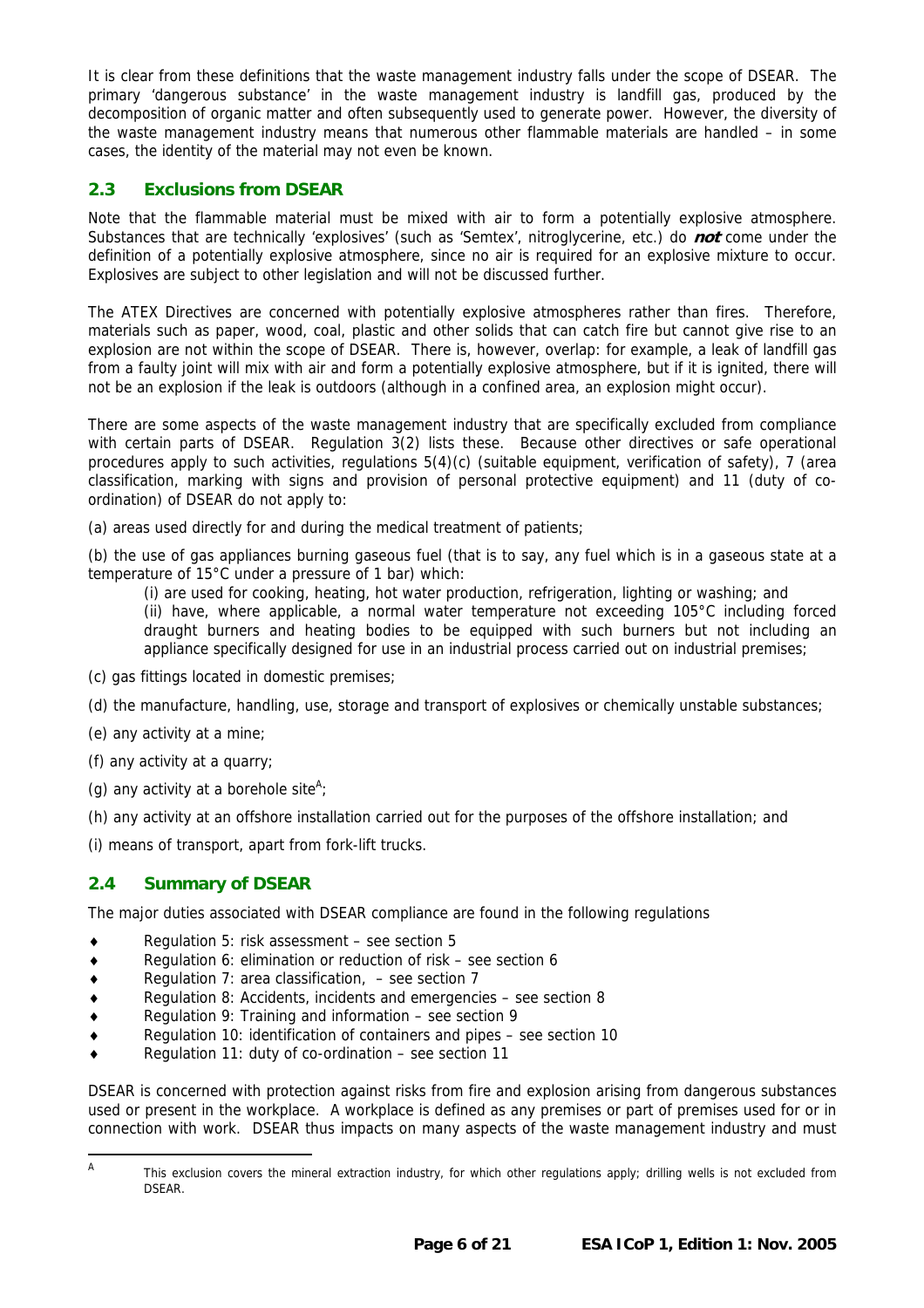It is clear from these definitions that the waste management industry falls under the scope of DSEAR. The primary 'dangerous substance' in the waste management industry is landfill gas, produced by the decomposition of organic matter and often subsequently used to generate power. However, the diversity of the waste management industry means that numerous other flammable materials are handled – in some cases, the identity of the material may not even be known.

## 2.3 Exclusions from DSEAR

Note that the flammable material must be mixed with air to form a potentially explosive atmosphere. Substances that are technically 'explosives' (such as 'Semtex', nitroglycerine, etc.) do ***not*** come under the definition of a potentially explosive atmosphere, since no air is required for an explosive mixture to occur. Explosives are subject to other legislation and will not be discussed further.

The ATEX Directives are concerned with potentially explosive atmospheres rather than fires. Therefore, materials such as paper, wood, coal, plastic and other solids that can catch fire but cannot give rise to an explosion are not within the scope of DSEAR. There is, however, overlap: for example, a leak of landfill gas from a faulty joint will mix with air and form a potentially explosive atmosphere, but if it is ignited, there will not be an explosion if the leak is outdoors (although in a confined area, an explosion might occur).

There are some aspects of the waste management industry that are specifically excluded from compliance with certain parts of DSEAR. Regulation 3(2) lists these. Because other directives or safe operational procedures apply to such activities, regulations 5(4)(c) (suitable equipment, verification of safety), 7 (area classification, marking with signs and provision of personal protective equipment) and 11 (duty of co-ordination) of DSEAR do not apply to:

(a) areas used directly for and during the medical treatment of patients;

(b) the use of gas appliances burning gaseous fuel (that is to say, any fuel which is in a gaseous state at a temperature of 15°C under a pressure of 1 bar) which:

> (i) are used for cooking, heating, hot water production, refrigeration, lighting or washing; and
>
> (ii) have, where applicable, a normal water temperature not exceeding 105°C including forced draught burners and heating bodies to be equipped with such burners but not including an appliance specifically designed for use in an industrial process carried out on industrial premises;

(c) gas fittings located in domestic premises;

(d) the manufacture, handling, use, storage and transport of explosives or chemically unstable substances;

(e) any activity at a mine;

(f) any activity at a quarry;

(g) any activity at a borehole site[A];

(h) any activity at an offshore installation carried out for the purposes of the offshore installation; and

(i) means of transport, apart from fork-lift trucks.

## 2.4 Summary of DSEAR

The major duties associated with DSEAR compliance are found in the following regulations

- Regulation 5: risk assessment – see section 5
- Regulation 6: elimination or reduction of risk – see section 6
- Regulation 7: area classification, – see section 7
- Regulation 8: Accidents, incidents and emergencies – see section 8
- Regulation 9: Training and information – see section 9
- Regulation 10: identification of containers and pipes – see section 10
- Regulation 11: duty of co-ordination – see section 11

DSEAR is concerned with protection against risks from fire and explosion arising from dangerous substances used or present in the workplace. A workplace is defined as any premises or part of premises used for or in connection with work. DSEAR thus impacts on many aspects of the waste management industry and must

---

[A] This exclusion covers the mineral extraction industry, for which other regulations apply; drilling wells is not excluded from DSEAR.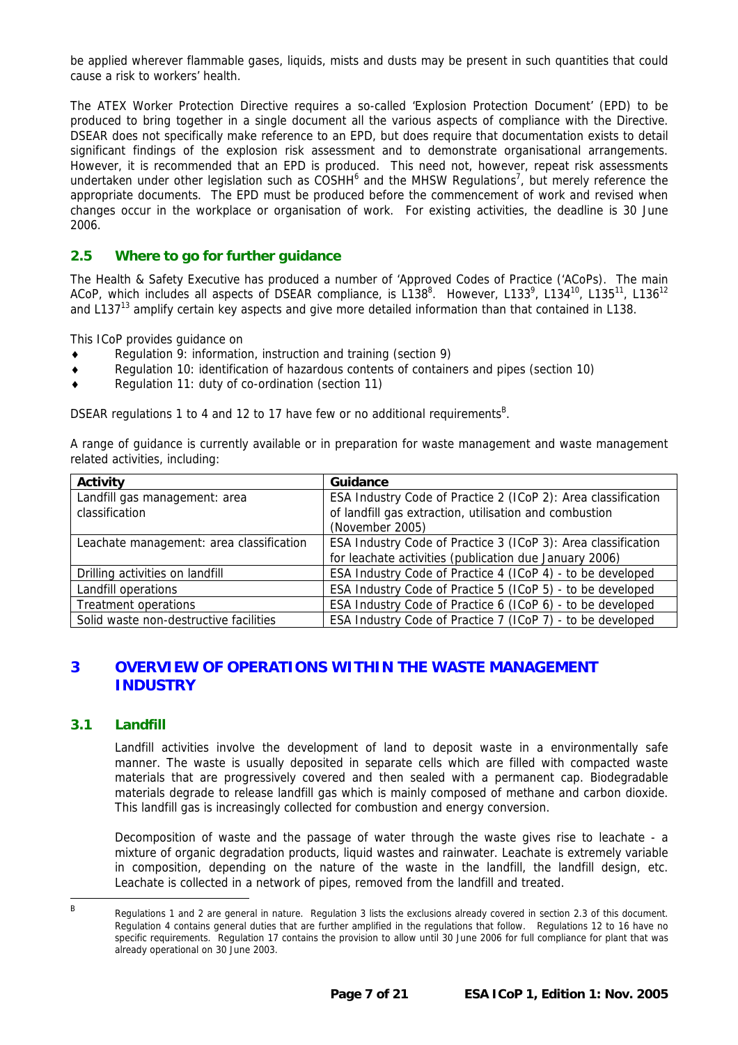be applied wherever flammable gases, liquids, mists and dusts may be present in such quantities that could cause a risk to workers' health.

The ATEX Worker Protection Directive requires a so-called 'Explosion Protection Document' (EPD) to be produced to bring together in a single document all the various aspects of compliance with the Directive. DSEAR does not specifically make reference to an EPD, but does require that documentation exists to detail significant findings of the explosion risk assessment and to demonstrate organisational arrangements. However, it is recommended that an EPD is produced. This need not, however, repeat risk assessments undertaken under other legislation such as COSHH[6] and the MHSW Regulations[7], but merely reference the appropriate documents. The EPD must be produced before the commencement of work and revised when changes occur in the workplace or organisation of work. For existing activities, the deadline is 30 June 2006.

### 2.5 Where to go for further guidance

The Health & Safety Executive has produced a number of 'Approved Codes of Practice ('ACoPs). The main ACoP, which includes all aspects of DSEAR compliance, is L138[8]. However, L133[9], L134[10], L135[11], L136[12] and L137[13] amplify certain key aspects and give more detailed information than that contained in L138.

This ICoP provides guidance on

- Regulation 9: information, instruction and training (section 9)
- Regulation 10: identification of hazardous contents of containers and pipes (section 10)
- Regulation 11: duty of co-ordination (section 11)

DSEAR regulations 1 to 4 and 12 to 17 have few or no additional requirements[B].

A range of guidance is currently available or in preparation for waste management and waste management related activities, including:

| Activity | Guidance |
|---|---|
| Landfill gas management: area classification | ESA Industry Code of Practice 2 (ICoP 2): Area classification of landfill gas extraction, utilisation and combustion (November 2005) |
| Leachate management: area classification | ESA Industry Code of Practice 3 (ICoP 3): Area classification for leachate activities (publication due January 2006) |
| Drilling activities on landfill | ESA Industry Code of Practice 4 (ICoP 4) - to be developed |
| Landfill operations | ESA Industry Code of Practice 5 (ICoP 5) - to be developed |
| Treatment operations | ESA Industry Code of Practice 6 (ICoP 6) - to be developed |
| Solid waste non-destructive facilities | ESA Industry Code of Practice 7 (ICoP 7) - to be developed |

## 3 OVERVIEW OF OPERATIONS WITHIN THE WASTE MANAGEMENT INDUSTRY

### 3.1 Landfill

Landfill activities involve the development of land to deposit waste in a environmentally safe manner. The waste is usually deposited in separate cells which are filled with compacted waste materials that are progressively covered and then sealed with a permanent cap. Biodegradable materials degrade to release landfill gas which is mainly composed of methane and carbon dioxide. This landfill gas is increasingly collected for combustion and energy conversion.

Decomposition of waste and the passage of water through the waste gives rise to leachate - a mixture of organic degradation products, liquid wastes and rainwater. Leachate is extremely variable in composition, depending on the nature of the waste in the landfill, the landfill design, etc. Leachate is collected in a network of pipes, removed from the landfill and treated.

[B] Regulations 1 and 2 are general in nature. Regulation 3 lists the exclusions already covered in section 2.3 of this document. Regulation 4 contains general duties that are further amplified in the regulations that follow. Regulations 12 to 16 have no specific requirements. Regulation 17 contains the provision to allow until 30 June 2006 for full compliance for plant that was already operational on 30 June 2003.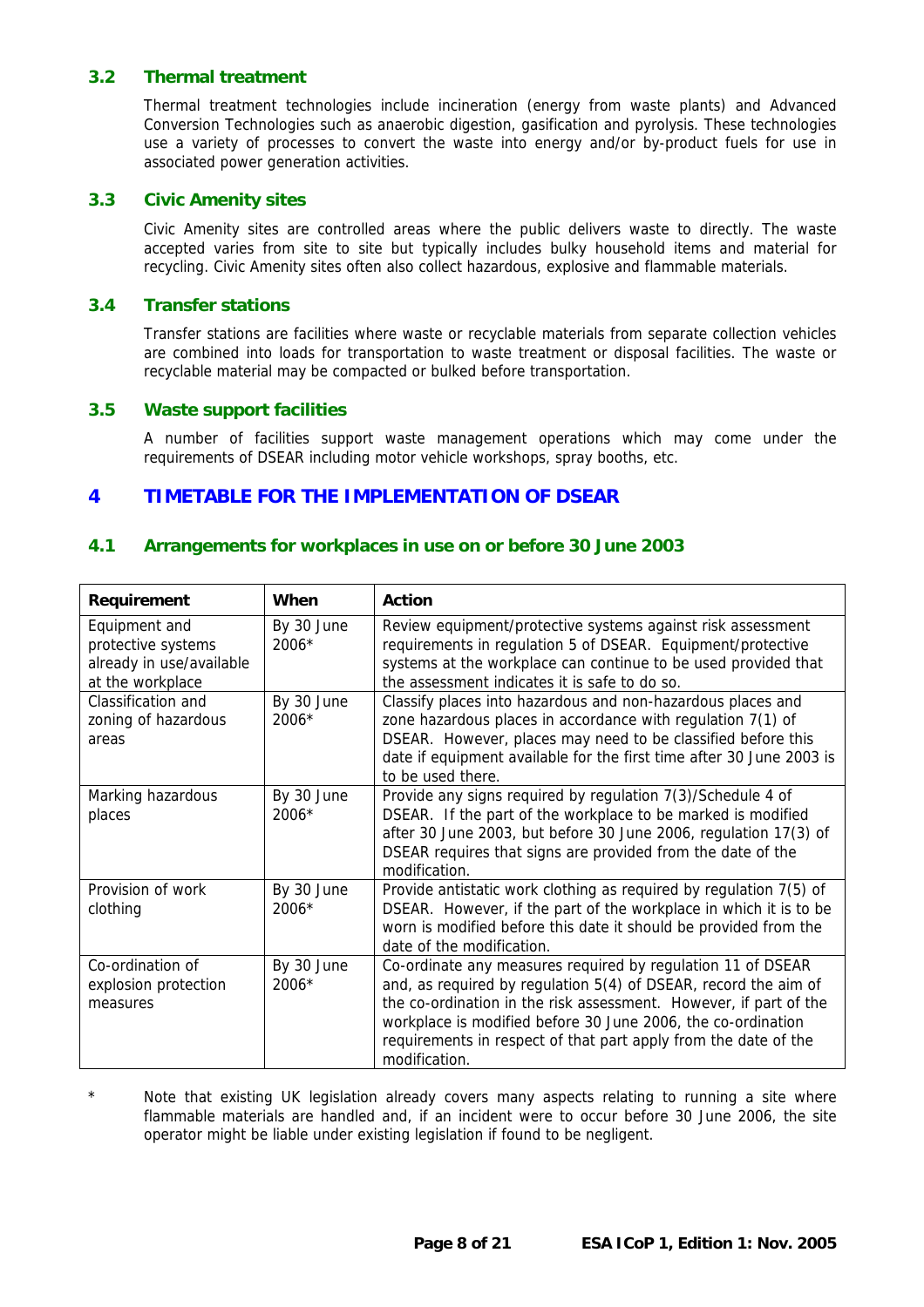### 3.2 Thermal treatment

Thermal treatment technologies include incineration (energy from waste plants) and Advanced Conversion Technologies such as anaerobic digestion, gasification and pyrolysis. These technologies use a variety of processes to convert the waste into energy and/or by-product fuels for use in associated power generation activities.

### 3.3 Civic Amenity sites

Civic Amenity sites are controlled areas where the public delivers waste to directly. The waste accepted varies from site to site but typically includes bulky household items and material for recycling. Civic Amenity sites often also collect hazardous, explosive and flammable materials.

### 3.4 Transfer stations

Transfer stations are facilities where waste or recyclable materials from separate collection vehicles are combined into loads for transportation to waste treatment or disposal facilities. The waste or recyclable material may be compacted or bulked before transportation.

### 3.5 Waste support facilities

A number of facilities support waste management operations which may come under the requirements of DSEAR including motor vehicle workshops, spray booths, etc.

## 4 TIMETABLE FOR THE IMPLEMENTATION OF DSEAR

### 4.1 Arrangements for workplaces in use on or before 30 June 2003

| Requirement | When | Action |
|---|---|---|
| Equipment and protective systems already in use/available at the workplace | By 30 June 2006* | Review equipment/protective systems against risk assessment requirements in regulation 5 of DSEAR. Equipment/protective systems at the workplace can continue to be used provided that the assessment indicates it is safe to do so. |
| Classification and zoning of hazardous areas | By 30 June 2006* | Classify places into hazardous and non-hazardous places and zone hazardous places in accordance with regulation 7(1) of DSEAR. However, places may need to be classified before this date if equipment available for the first time after 30 June 2003 is to be used there. |
| Marking hazardous places | By 30 June 2006* | Provide any signs required by regulation 7(3)/Schedule 4 of DSEAR. If the part of the workplace to be marked is modified after 30 June 2003, but before 30 June 2006, regulation 17(3) of DSEAR requires that signs are provided from the date of the modification. |
| Provision of work clothing | By 30 June 2006* | Provide antistatic work clothing as required by regulation 7(5) of DSEAR. However, if the part of the workplace in which it is to be worn is modified before this date it should be provided from the date of the modification. |
| Co-ordination of explosion protection measures | By 30 June 2006* | Co-ordinate any measures required by regulation 11 of DSEAR and, as required by regulation 5(4) of DSEAR, record the aim of the co-ordination in the risk assessment. However, if part of the workplace is modified before 30 June 2006, the co-ordination requirements in respect of that part apply from the date of the modification. |

\* Note that existing UK legislation already covers many aspects relating to running a site where flammable materials are handled and, if an incident were to occur before 30 June 2006, the site operator might be liable under existing legislation if found to be negligent.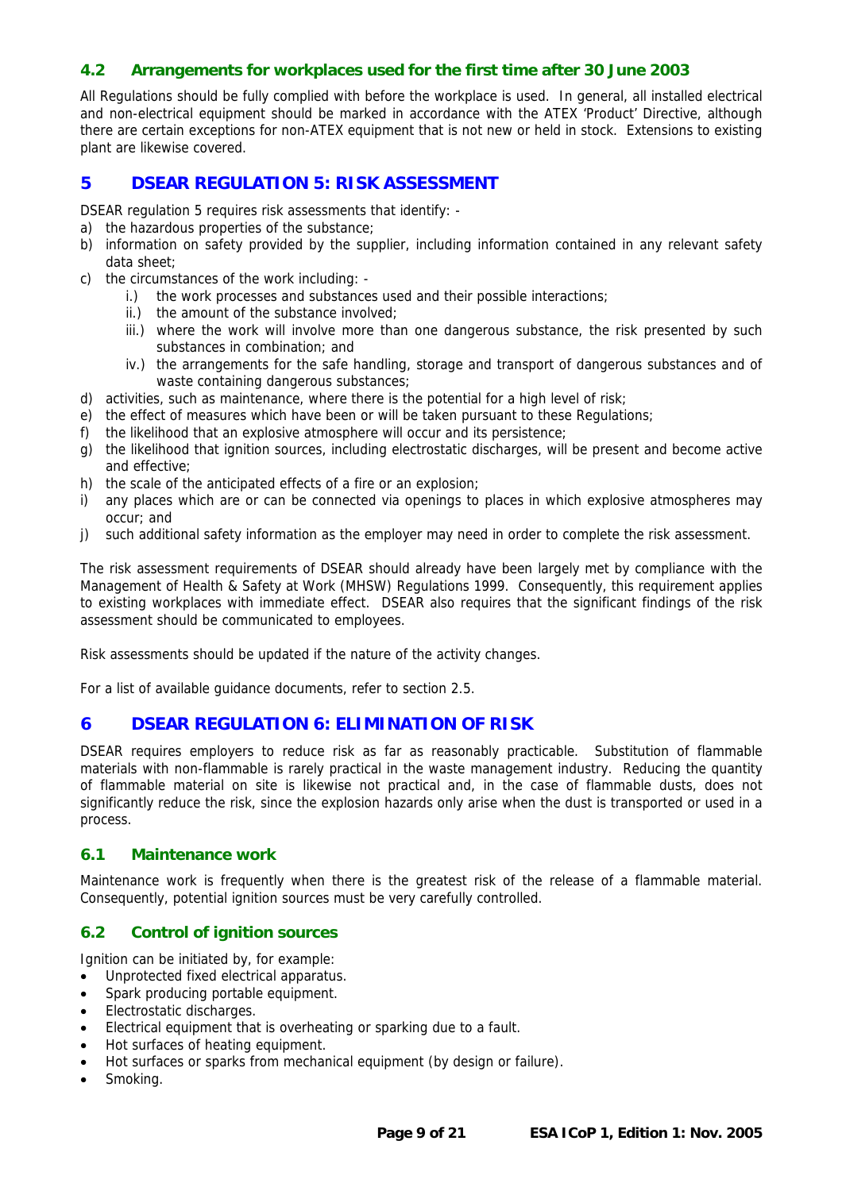### 4.2 Arrangements for workplaces used for the first time after 30 June 2003

All Regulations should be fully complied with before the workplace is used. In general, all installed electrical and non-electrical equipment should be marked in accordance with the ATEX 'Product' Directive, although there are certain exceptions for non-ATEX equipment that is not new or held in stock. Extensions to existing plant are likewise covered.

## 5 DSEAR REGULATION 5: RISK ASSESSMENT

DSEAR regulation 5 requires risk assessments that identify: -

a) the hazardous properties of the substance;
b) information on safety provided by the supplier, including information contained in any relevant safety data sheet;
c) the circumstances of the work including: -
    i.) the work processes and substances used and their possible interactions;
    ii.) the amount of the substance involved;
    iii.) where the work will involve more than one dangerous substance, the risk presented by such substances in combination; and
    iv.) the arrangements for the safe handling, storage and transport of dangerous substances and of waste containing dangerous substances;
d) activities, such as maintenance, where there is the potential for a high level of risk;
e) the effect of measures which have been or will be taken pursuant to these Regulations;
f) the likelihood that an explosive atmosphere will occur and its persistence;
g) the likelihood that ignition sources, including electrostatic discharges, will be present and become active and effective;
h) the scale of the anticipated effects of a fire or an explosion;
i) any places which are or can be connected via openings to places in which explosive atmospheres may occur; and
j) such additional safety information as the employer may need in order to complete the risk assessment.

The risk assessment requirements of DSEAR should already have been largely met by compliance with the Management of Health & Safety at Work (MHSW) Regulations 1999. Consequently, this requirement applies to existing workplaces with immediate effect. DSEAR also requires that the significant findings of the risk assessment should be communicated to employees.

Risk assessments should be updated if the nature of the activity changes.

For a list of available guidance documents, refer to section 2.5.

## 6 DSEAR REGULATION 6: ELIMINATION OF RISK

DSEAR requires employers to reduce risk as far as reasonably practicable. Substitution of flammable materials with non-flammable is rarely practical in the waste management industry. Reducing the quantity of flammable material on site is likewise not practical and, in the case of flammable dusts, does not significantly reduce the risk, since the explosion hazards only arise when the dust is transported or used in a process.

### 6.1 Maintenance work

Maintenance work is frequently when there is the greatest risk of the release of a flammable material. Consequently, potential ignition sources must be very carefully controlled.

### 6.2 Control of ignition sources

Ignition can be initiated by, for example:

- Unprotected fixed electrical apparatus.
- Spark producing portable equipment.
- Electrostatic discharges.
- Electrical equipment that is overheating or sparking due to a fault.
- Hot surfaces of heating equipment.
- Hot surfaces or sparks from mechanical equipment (by design or failure).
- Smoking.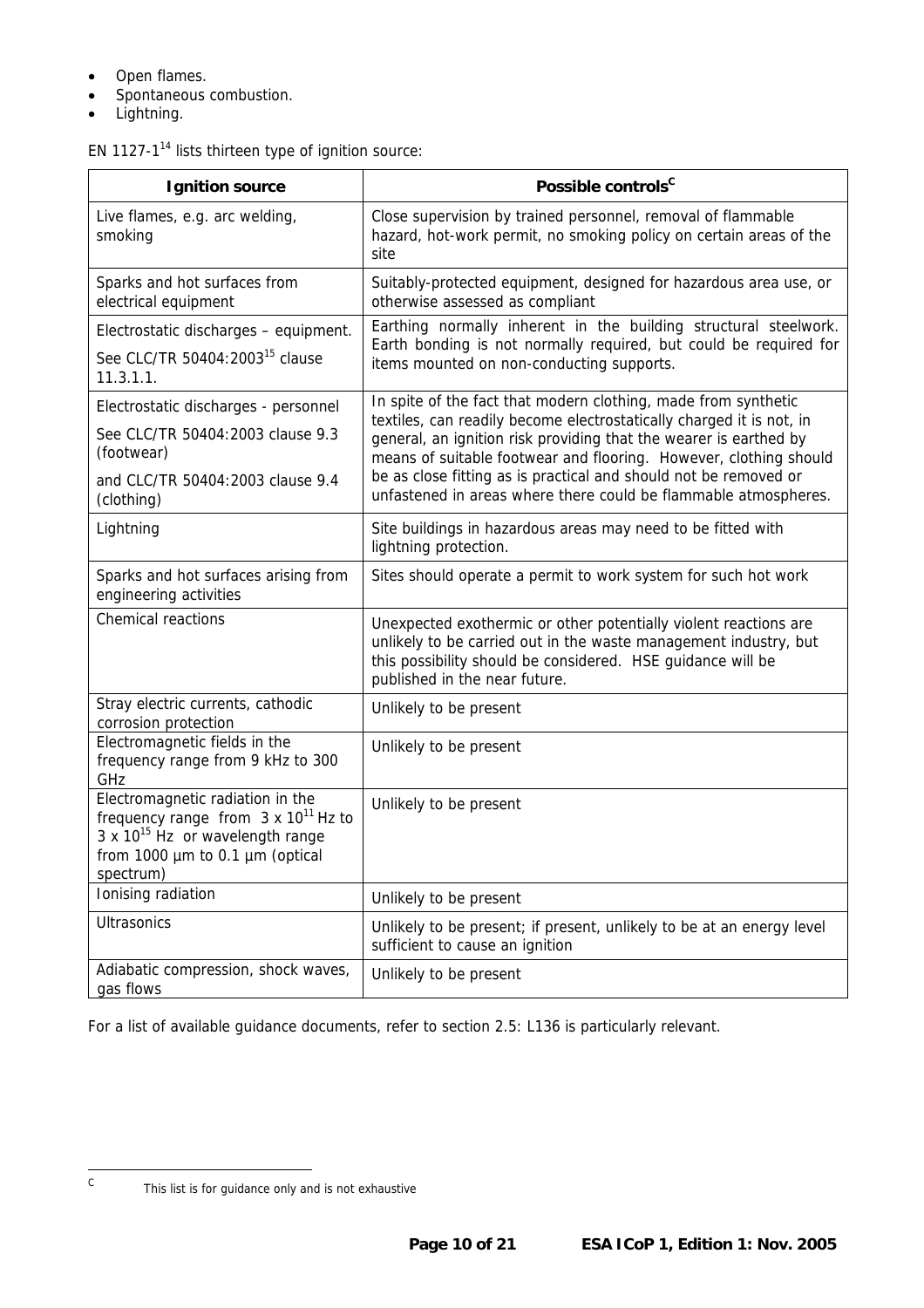- Open flames.
- Spontaneous combustion.
- Lightning.

EN 1127-1[14] lists thirteen type of ignition source:

| Ignition source | Possible controls[C] |
|---|---|
| Live flames, e.g. arc welding, smoking | Close supervision by trained personnel, removal of flammable hazard, hot-work permit, no smoking policy on certain areas of the site |
| Sparks and hot surfaces from electrical equipment | Suitably-protected equipment, designed for hazardous area use, or otherwise assessed as compliant |
| Electrostatic discharges – equipment. See CLC/TR 50404:2003[15] clause 11.3.1.1. | Earthing normally inherent in the building structural steelwork. Earth bonding is not normally required, but could be required for items mounted on non-conducting supports. |
| Electrostatic discharges - personnel See CLC/TR 50404:2003 clause 9.3 (footwear) and CLC/TR 50404:2003 clause 9.4 (clothing) | In spite of the fact that modern clothing, made from synthetic textiles, can readily become electrostatically charged it is not, in general, an ignition risk providing that the wearer is earthed by means of suitable footwear and flooring. However, clothing should be as close fitting as is practical and should not be removed or unfastened in areas where there could be flammable atmospheres. |
| Lightning | Site buildings in hazardous areas may need to be fitted with lightning protection. |
| Sparks and hot surfaces arising from engineering activities | Sites should operate a permit to work system for such hot work |
| Chemical reactions | Unexpected exothermic or other potentially violent reactions are unlikely to be carried out in the waste management industry, but this possibility should be considered. HSE guidance will be published in the near future. |
| Stray electric currents, cathodic corrosion protection | Unlikely to be present |
| Electromagnetic fields in the frequency range from 9 kHz to 300 GHz | Unlikely to be present |
| Electromagnetic radiation in the frequency range from $3 \times 10^{11}$ Hz to $3 \times 10^{15}$ Hz or wavelength range from 1000 µm to 0.1 µm (optical spectrum) | Unlikely to be present |
| Ionising radiation | Unlikely to be present |
| Ultrasonics | Unlikely to be present; if present, unlikely to be at an energy level sufficient to cause an ignition |
| Adiabatic compression, shock waves, gas flows | Unlikely to be present |

For a list of available guidance documents, refer to section 2.5: L136 is particularly relevant.

[C] This list is for guidance only and is not exhaustive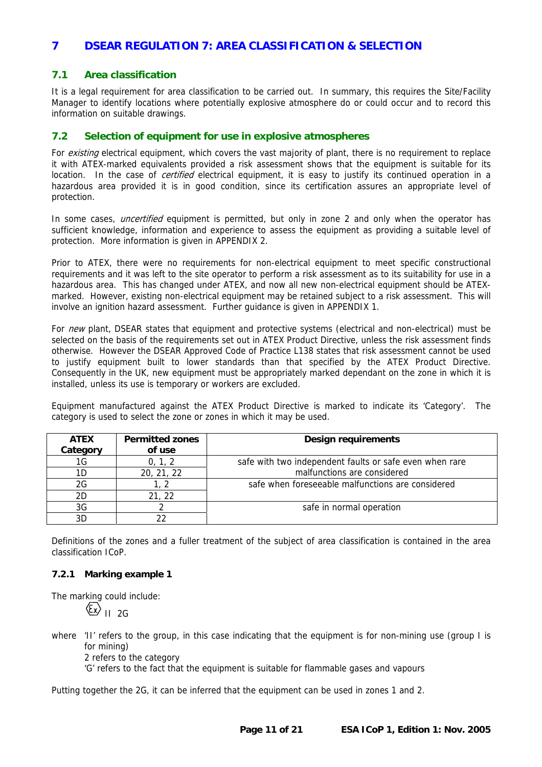# 7 DSEAR REGULATION 7: AREA CLASSIFICATION & SELECTION

## 7.1 Area classification

It is a legal requirement for area classification to be carried out. In summary, this requires the Site/Facility Manager to identify locations where potentially explosive atmosphere do or could occur and to record this information on suitable drawings.

## 7.2 Selection of equipment for use in explosive atmospheres

For *existing* electrical equipment, which covers the vast majority of plant, there is no requirement to replace it with ATEX-marked equivalents provided a risk assessment shows that the equipment is suitable for its location. In the case of *certified* electrical equipment, it is easy to justify its continued operation in a hazardous area provided it is in good condition, since its certification assures an appropriate level of protection.

In some cases, *uncertified* equipment is permitted, but only in zone 2 and only when the operator has sufficient knowledge, information and experience to assess the equipment as providing a suitable level of protection. More information is given in APPENDIX 2.

Prior to ATEX, there were no requirements for non-electrical equipment to meet specific constructional requirements and it was left to the site operator to perform a risk assessment as to its suitability for use in a hazardous area. This has changed under ATEX, and now all new non-electrical equipment should be ATEX-marked. However, existing non-electrical equipment may be retained subject to a risk assessment. This will involve an ignition hazard assessment. Further guidance is given in APPENDIX 1.

For *new* plant, DSEAR states that equipment and protective systems (electrical and non-electrical) must be selected on the basis of the requirements set out in ATEX Product Directive, unless the risk assessment finds otherwise. However the DSEAR Approved Code of Practice L138 states that risk assessment cannot be used to justify equipment built to lower standards than that specified by the ATEX Product Directive. Consequently in the UK, new equipment must be appropriately marked dependant on the zone in which it is installed, unless its use is temporary or workers are excluded.

Equipment manufactured against the ATEX Product Directive is marked to indicate its 'Category'. The category is used to select the zone or zones in which it may be used.

| ATEX Category | Permitted zones of use | Design requirements |
|---|---|---|
| 1G | 0, 1, 2 | safe with two independent faults or safe even when rare malfunctions are considered |
| 1D | 20, 21, 22 | |
| 2G | 1, 2 | safe when foreseeable malfunctions are considered |
| 2D | 21, 22 | |
| 3G | 2 | safe in normal operation |
| 3D | 22 | |

Definitions of the zones and a fuller treatment of the subject of area classification is contained in the area classification ICoP.

### 7.2.1 Marking example 1

The marking could include:

⟨Ex⟩ II 2G

where 'II' refers to the group, in this case indicating that the equipment is for non-mining use (group I is for mining)
2 refers to the category
'G' refers to the fact that the equipment is suitable for flammable gases and vapours

Putting together the 2G, it can be inferred that the equipment can be used in zones 1 and 2.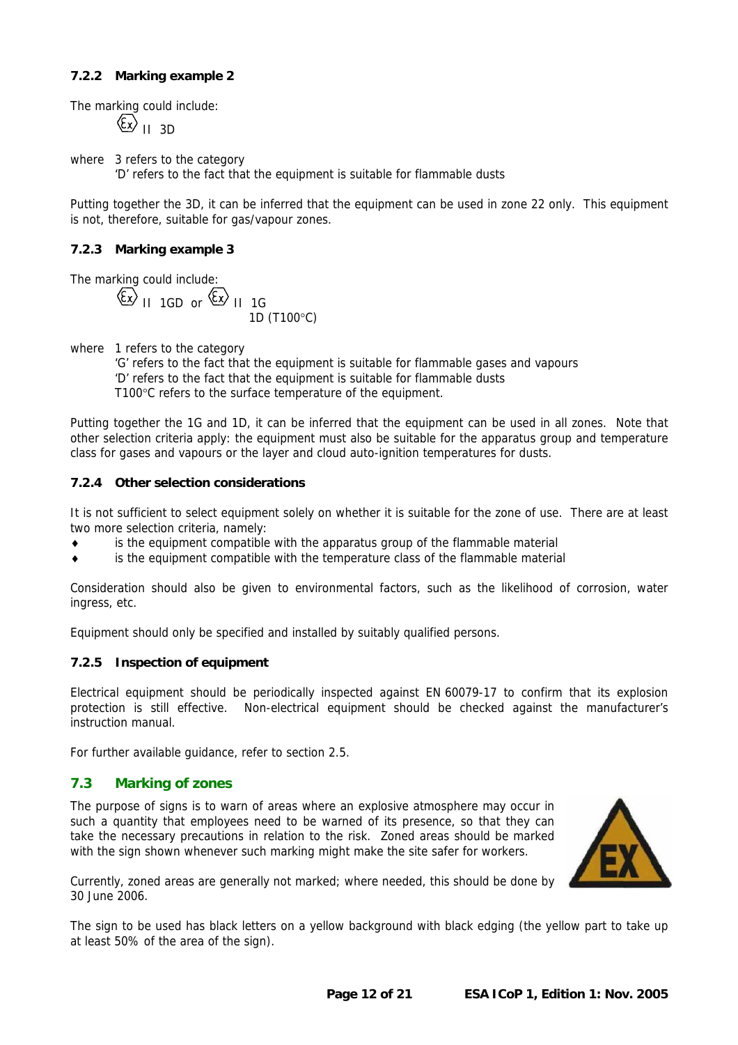### 7.2.2 Marking example 2

The marking could include:

Ex II 3D

where 3 refers to the category
'D' refers to the fact that the equipment is suitable for flammable dusts

Putting together the 3D, it can be inferred that the equipment can be used in zone 22 only. This equipment is not, therefore, suitable for gas/vapour zones.

### 7.2.3 Marking example 3

The marking could include:

Ex II 1GD or Ex II 1G
1D (T100°C)

where 1 refers to the category
'G' refers to the fact that the equipment is suitable for flammable gases and vapours
'D' refers to the fact that the equipment is suitable for flammable dusts
T100°C refers to the surface temperature of the equipment.

Putting together the 1G and 1D, it can be inferred that the equipment can be used in all zones. Note that other selection criteria apply: the equipment must also be suitable for the apparatus group and temperature class for gases and vapours or the layer and cloud auto-ignition temperatures for dusts.

### 7.2.4 Other selection considerations

It is not sufficient to select equipment solely on whether it is suitable for the zone of use. There are at least two more selection criteria, namely:

- is the equipment compatible with the apparatus group of the flammable material
- is the equipment compatible with the temperature class of the flammable material

Consideration should also be given to environmental factors, such as the likelihood of corrosion, water ingress, etc.

Equipment should only be specified and installed by suitably qualified persons.

### 7.2.5 Inspection of equipment

Electrical equipment should be periodically inspected against EN 60079-17 to confirm that its explosion protection is still effective. Non-electrical equipment should be checked against the manufacturer's instruction manual.

For further available guidance, refer to section 2.5.

## 7.3 Marking of zones

The purpose of signs is to warn of areas where an explosive atmosphere may occur in such a quantity that employees need to be warned of its presence, so that they can take the necessary precautions in relation to the risk. Zoned areas should be marked with the sign shown whenever such marking might make the site safer for workers.

Currently, zoned areas are generally not marked; where needed, this should be done by 30 June 2006.

The sign to be used has black letters on a yellow background with black edging (the yellow part to take up at least 50% of the area of the sign).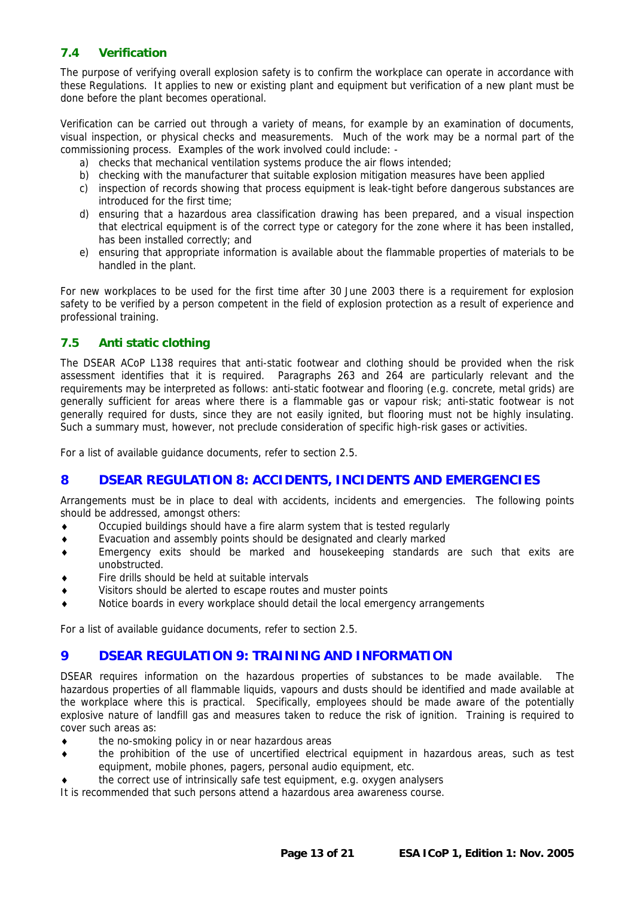### 7.4 Verification

The purpose of verifying overall explosion safety is to confirm the workplace can operate in accordance with these Regulations. It applies to new or existing plant and equipment but verification of a new plant must be done before the plant becomes operational.

Verification can be carried out through a variety of means, for example by an examination of documents, visual inspection, or physical checks and measurements. Much of the work may be a normal part of the commissioning process. Examples of the work involved could include: -

a) checks that mechanical ventilation systems produce the air flows intended;
b) checking with the manufacturer that suitable explosion mitigation measures have been applied
c) inspection of records showing that process equipment is leak-tight before dangerous substances are introduced for the first time;
d) ensuring that a hazardous area classification drawing has been prepared, and a visual inspection that electrical equipment is of the correct type or category for the zone where it has been installed, has been installed correctly; and
e) ensuring that appropriate information is available about the flammable properties of materials to be handled in the plant.

For new workplaces to be used for the first time after 30 June 2003 there is a requirement for explosion safety to be verified by a person competent in the field of explosion protection as a result of experience and professional training.

### 7.5 Anti static clothing

The DSEAR ACoP L138 requires that anti-static footwear and clothing should be provided when the risk assessment identifies that it is required. Paragraphs 263 and 264 are particularly relevant and the requirements may be interpreted as follows: anti-static footwear and flooring (e.g. concrete, metal grids) are generally sufficient for areas where there is a flammable gas or vapour risk; anti-static footwear is not generally required for dusts, since they are not easily ignited, but flooring must not be highly insulating. Such a summary must, however, not preclude consideration of specific high-risk gases or activities.

For a list of available guidance documents, refer to section 2.5.

## 8 DSEAR REGULATION 8: ACCIDENTS, INCIDENTS AND EMERGENCIES

Arrangements must be in place to deal with accidents, incidents and emergencies. The following points should be addressed, amongst others:

- Occupied buildings should have a fire alarm system that is tested regularly
- Evacuation and assembly points should be designated and clearly marked
- Emergency exits should be marked and housekeeping standards are such that exits are unobstructed.
- Fire drills should be held at suitable intervals
- Visitors should be alerted to escape routes and muster points
- Notice boards in every workplace should detail the local emergency arrangements

For a list of available guidance documents, refer to section 2.5.

## 9 DSEAR REGULATION 9: TRAINING AND INFORMATION

DSEAR requires information on the hazardous properties of substances to be made available. The hazardous properties of all flammable liquids, vapours and dusts should be identified and made available at the workplace where this is practical. Specifically, employees should be made aware of the potentially explosive nature of landfill gas and measures taken to reduce the risk of ignition. Training is required to cover such areas as:

- the no-smoking policy in or near hazardous areas
- the prohibition of the use of uncertified electrical equipment in hazardous areas, such as test equipment, mobile phones, pagers, personal audio equipment, etc.
- the correct use of intrinsically safe test equipment, e.g. oxygen analysers

It is recommended that such persons attend a hazardous area awareness course.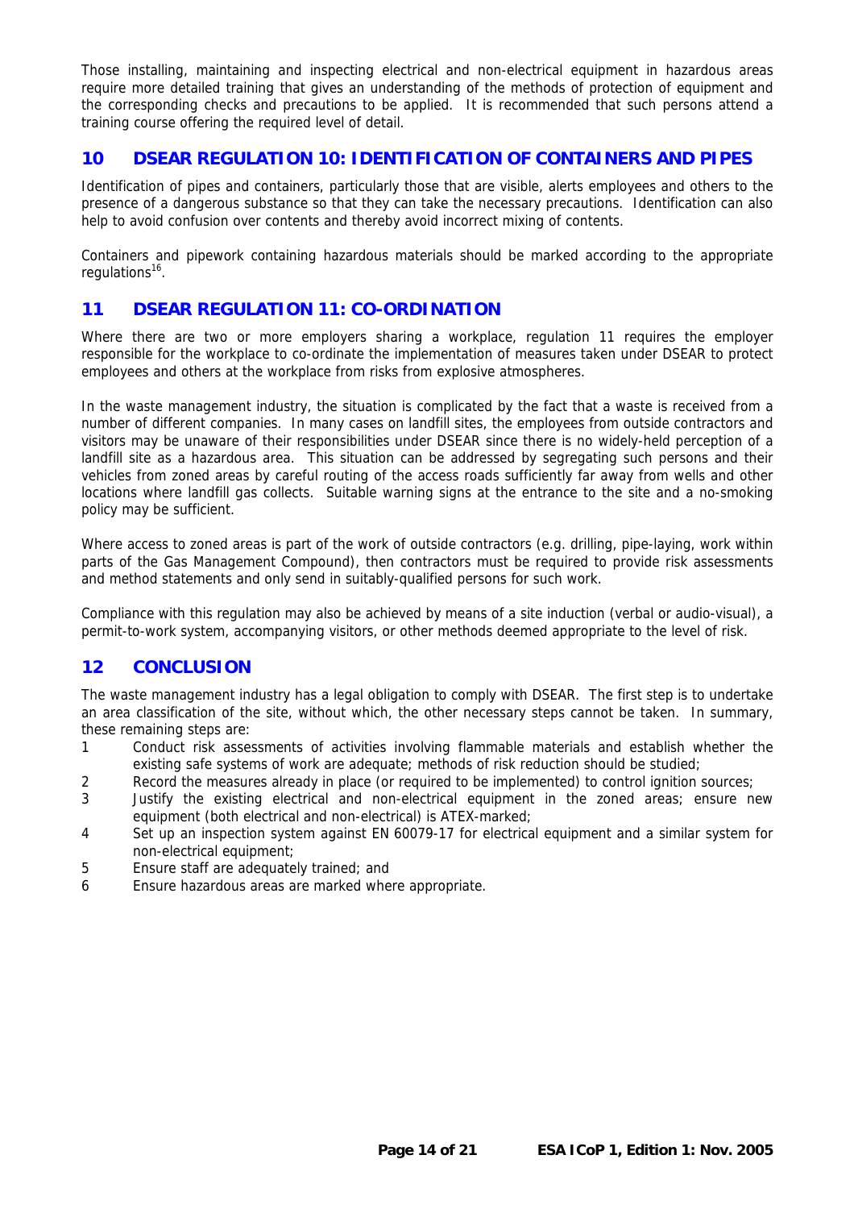Those installing, maintaining and inspecting electrical and non-electrical equipment in hazardous areas require more detailed training that gives an understanding of the methods of protection of equipment and the corresponding checks and precautions to be applied. It is recommended that such persons attend a training course offering the required level of detail.

## 10 DSEAR REGULATION 10: IDENTIFICATION OF CONTAINERS AND PIPES

Identification of pipes and containers, particularly those that are visible, alerts employees and others to the presence of a dangerous substance so that they can take the necessary precautions. Identification can also help to avoid confusion over contents and thereby avoid incorrect mixing of contents.

Containers and pipework containing hazardous materials should be marked according to the appropriate regulations[16].

## 11 DSEAR REGULATION 11: CO-ORDINATION

Where there are two or more employers sharing a workplace, regulation 11 requires the employer responsible for the workplace to co-ordinate the implementation of measures taken under DSEAR to protect employees and others at the workplace from risks from explosive atmospheres.

In the waste management industry, the situation is complicated by the fact that a waste is received from a number of different companies. In many cases on landfill sites, the employees from outside contractors and visitors may be unaware of their responsibilities under DSEAR since there is no widely-held perception of a landfill site as a hazardous area. This situation can be addressed by segregating such persons and their vehicles from zoned areas by careful routing of the access roads sufficiently far away from wells and other locations where landfill gas collects. Suitable warning signs at the entrance to the site and a no-smoking policy may be sufficient.

Where access to zoned areas is part of the work of outside contractors (e.g. drilling, pipe-laying, work within parts of the Gas Management Compound), then contractors must be required to provide risk assessments and method statements and only send in suitably-qualified persons for such work.

Compliance with this regulation may also be achieved by means of a site induction (verbal or audio-visual), a permit-to-work system, accompanying visitors, or other methods deemed appropriate to the level of risk.

## 12 CONCLUSION

The waste management industry has a legal obligation to comply with DSEAR. The first step is to undertake an area classification of the site, without which, the other necessary steps cannot be taken. In summary, these remaining steps are:

1. Conduct risk assessments of activities involving flammable materials and establish whether the existing safe systems of work are adequate; methods of risk reduction should be studied;
2. Record the measures already in place (or required to be implemented) to control ignition sources;
3. Justify the existing electrical and non-electrical equipment in the zoned areas; ensure new equipment (both electrical and non-electrical) is ATEX-marked;
4. Set up an inspection system against EN 60079-17 for electrical equipment and a similar system for non-electrical equipment;
5. Ensure staff are adequately trained; and
6. Ensure hazardous areas are marked where appropriate.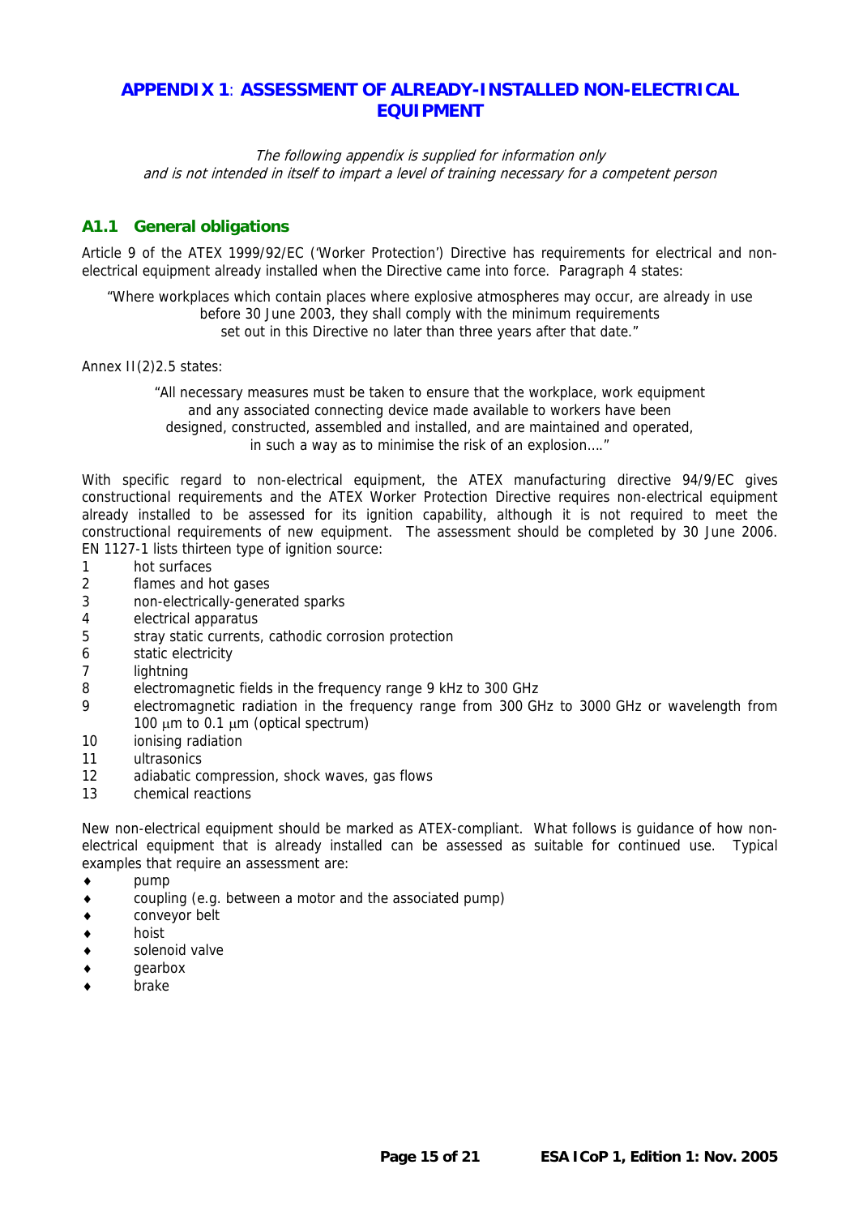# APPENDIX 1: ASSESSMENT OF ALREADY-INSTALLED NON-ELECTRICAL EQUIPMENT

*The following appendix is supplied for information only and is not intended in itself to impart a level of training necessary for a competent person*

## A1.1 General obligations

Article 9 of the ATEX 1999/92/EC ('Worker Protection') Directive has requirements for electrical and non-electrical equipment already installed when the Directive came into force. Paragraph 4 states:

> "Where workplaces which contain places where explosive atmospheres may occur, are already in use before 30 June 2003, they shall comply with the minimum requirements set out in this Directive no later than three years after that date."

Annex II(2)2.5 states:

> "All necessary measures must be taken to ensure that the workplace, work equipment and any associated connecting device made available to workers have been designed, constructed, assembled and installed, and are maintained and operated, in such a way as to minimise the risk of an explosion…."

With specific regard to non-electrical equipment, the ATEX manufacturing directive 94/9/EC gives constructional requirements and the ATEX Worker Protection Directive requires non-electrical equipment already installed to be assessed for its ignition capability, although it is not required to meet the constructional requirements of new equipment. The assessment should be completed by 30 June 2006. EN 1127-1 lists thirteen type of ignition source:

1. hot surfaces
2. flames and hot gases
3. non-electrically-generated sparks
4. electrical apparatus
5. stray static currents, cathodic corrosion protection
6. static electricity
7. lightning
8. electromagnetic fields in the frequency range 9 kHz to 300 GHz
9. electromagnetic radiation in the frequency range from 300 GHz to 3000 GHz or wavelength from 100 μm to 0.1 μm (optical spectrum)
10. ionising radiation
11. ultrasonics
12. adiabatic compression, shock waves, gas flows
13. chemical reactions

New non-electrical equipment should be marked as ATEX-compliant. What follows is guidance of how non-electrical equipment that is already installed can be assessed as suitable for continued use. Typical examples that require an assessment are:

- pump
- coupling (e.g. between a motor and the associated pump)
- conveyor belt
- hoist
- solenoid valve
- gearbox
- brake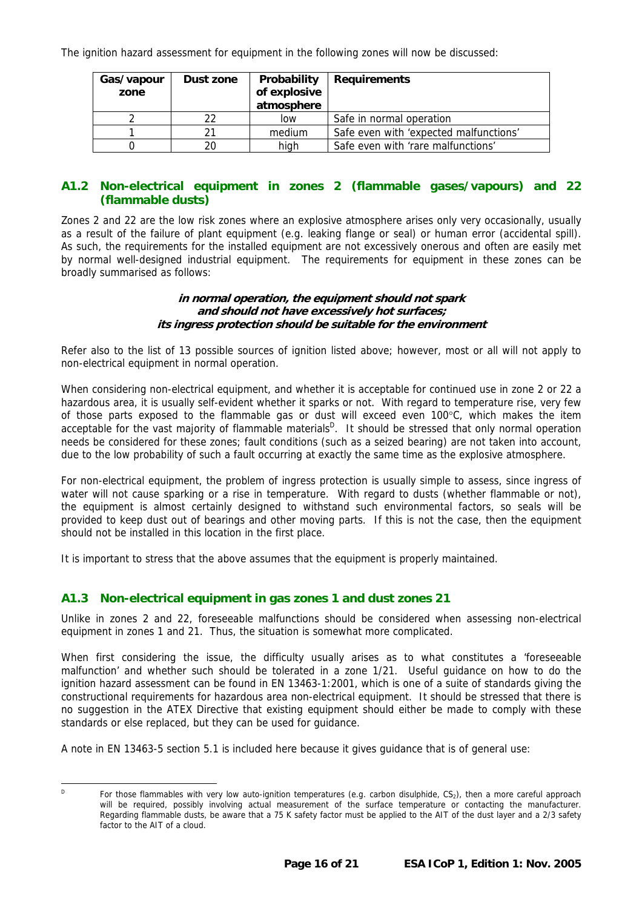The ignition hazard assessment for equipment in the following zones will now be discussed:

| Gas/vapour zone | Dust zone | Probability of explosive atmosphere | Requirements |
|---|---|---|---|
| 2 | 22 | low | Safe in normal operation |
| 1 | 21 | medium | Safe even with 'expected malfunctions' |
| 0 | 20 | high | Safe even with 'rare malfunctions' |

## A1.2 Non-electrical equipment in zones 2 (flammable gases/vapours) and 22 (flammable dusts)

Zones 2 and 22 are the low risk zones where an explosive atmosphere arises only very occasionally, usually as a result of the failure of plant equipment (e.g. leaking flange or seal) or human error (accidental spill). As such, the requirements for the installed equipment are not excessively onerous and often are easily met by normal well-designed industrial equipment. The requirements for equipment in these zones can be broadly summarised as follows:

***in normal operation, the equipment should not spark and should not have excessively hot surfaces; its ingress protection should be suitable for the environment***

Refer also to the list of 13 possible sources of ignition listed above; however, most or all will not apply to non-electrical equipment in normal operation.

When considering non-electrical equipment, and whether it is acceptable for continued use in zone 2 or 22 a hazardous area, it is usually self-evident whether it sparks or not. With regard to temperature rise, very few of those parts exposed to the flammable gas or dust will exceed even 100°C, which makes the item acceptable for the vast majority of flammable materials[D]. It should be stressed that only normal operation needs be considered for these zones; fault conditions (such as a seized bearing) are not taken into account, due to the low probability of such a fault occurring at exactly the same time as the explosive atmosphere.

For non-electrical equipment, the problem of ingress protection is usually simple to assess, since ingress of water will not cause sparking or a rise in temperature. With regard to dusts (whether flammable or not), the equipment is almost certainly designed to withstand such environmental factors, so seals will be provided to keep dust out of bearings and other moving parts. If this is not the case, then the equipment should not be installed in this location in the first place.

It is important to stress that the above assumes that the equipment is properly maintained.

## A1.3 Non-electrical equipment in gas zones 1 and dust zones 21

Unlike in zones 2 and 22, foreseeable malfunctions should be considered when assessing non-electrical equipment in zones 1 and 21. Thus, the situation is somewhat more complicated.

When first considering the issue, the difficulty usually arises as to what constitutes a 'foreseeable malfunction' and whether such should be tolerated in a zone 1/21. Useful guidance on how to do the ignition hazard assessment can be found in EN 13463-1:2001, which is one of a suite of standards giving the constructional requirements for hazardous area non-electrical equipment. It should be stressed that there is no suggestion in the ATEX Directive that existing equipment should either be made to comply with these standards or else replaced, but they can be used for guidance.

A note in EN 13463-5 section 5.1 is included here because it gives guidance that is of general use:

---

[D] For those flammables with very low auto-ignition temperatures (e.g. carbon disulphide, $CS_2$), then a more careful approach will be required, possibly involving actual measurement of the surface temperature or contacting the manufacturer. Regarding flammable dusts, be aware that a 75 K safety factor must be applied to the AIT of the dust layer and a 2/3 safety factor to the AIT of a cloud.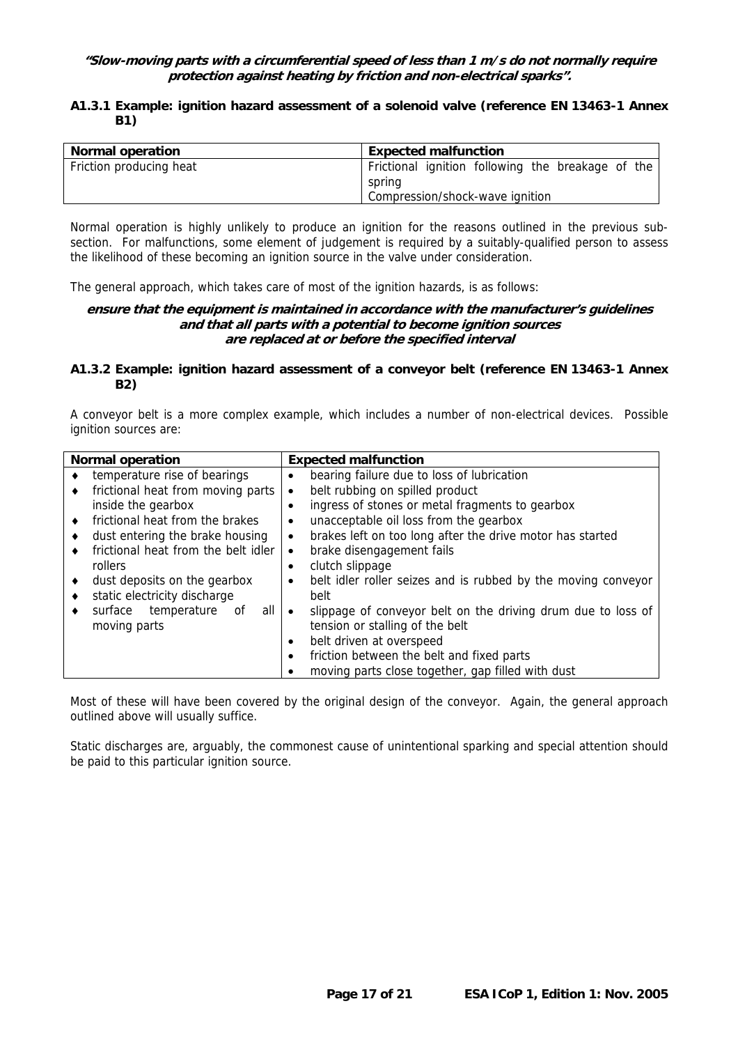***"Slow-moving parts with a circumferential speed of less than 1 m/s do not normally require protection against heating by friction and non-electrical sparks".***

### A1.3.1 Example: ignition hazard assessment of a solenoid valve (reference EN 13463-1 Annex B1)

| Normal operation | Expected malfunction |
|---|---|
| Friction producing heat | Frictional ignition following the breakage of the spring<br>Compression/shock-wave ignition |

Normal operation is highly unlikely to produce an ignition for the reasons outlined in the previous sub-section. For malfunctions, some element of judgement is required by a suitably-qualified person to assess the likelihood of these becoming an ignition source in the valve under consideration.

The general approach, which takes care of most of the ignition hazards, is as follows:

***ensure that the equipment is maintained in accordance with the manufacturer's guidelines and that all parts with a potential to become ignition sources are replaced at or before the specified interval***

### A1.3.2 Example: ignition hazard assessment of a conveyor belt (reference EN 13463-1 Annex B2)

A conveyor belt is a more complex example, which includes a number of non-electrical devices. Possible ignition sources are:

| Normal operation | Expected malfunction |
|---|---|
| ♦ temperature rise of bearings<br>♦ frictional heat from moving parts inside the gearbox<br>♦ frictional heat from the brakes<br>♦ dust entering the brake housing<br>♦ frictional heat from the belt idler rollers<br>♦ dust deposits on the gearbox<br>♦ static electricity discharge<br>♦ surface temperature of all moving parts | • bearing failure due to loss of lubrication<br>• belt rubbing on spilled product<br>• ingress of stones or metal fragments to gearbox<br>• unacceptable oil loss from the gearbox<br>• brakes left on too long after the drive motor has started<br>• brake disengagement fails<br>• clutch slippage<br>• belt idler roller seizes and is rubbed by the moving conveyor belt<br>• slippage of conveyor belt on the driving drum due to loss of tension or stalling of the belt<br>• belt driven at overspeed<br>• friction between the belt and fixed parts<br>• moving parts close together, gap filled with dust |

Most of these will have been covered by the original design of the conveyor. Again, the general approach outlined above will usually suffice.

Static discharges are, arguably, the commonest cause of unintentional sparking and special attention should be paid to this particular ignition source.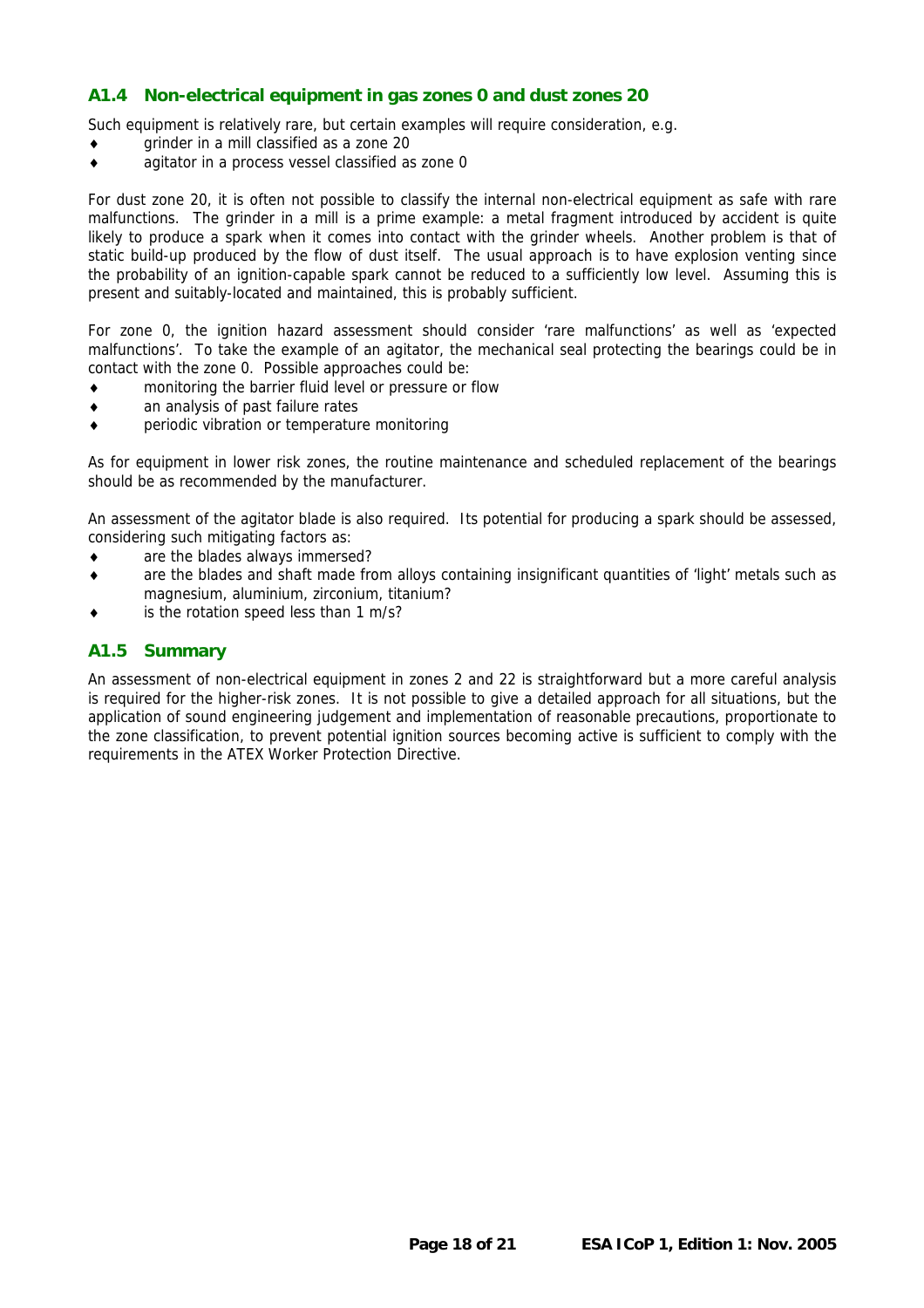## A1.4 Non-electrical equipment in gas zones 0 and dust zones 20

Such equipment is relatively rare, but certain examples will require consideration, e.g.

- grinder in a mill classified as a zone 20
- agitator in a process vessel classified as zone 0

For dust zone 20, it is often not possible to classify the internal non-electrical equipment as safe with rare malfunctions. The grinder in a mill is a prime example: a metal fragment introduced by accident is quite likely to produce a spark when it comes into contact with the grinder wheels. Another problem is that of static build-up produced by the flow of dust itself. The usual approach is to have explosion venting since the probability of an ignition-capable spark cannot be reduced to a sufficiently low level. Assuming this is present and suitably-located and maintained, this is probably sufficient.

For zone 0, the ignition hazard assessment should consider 'rare malfunctions' as well as 'expected malfunctions'. To take the example of an agitator, the mechanical seal protecting the bearings could be in contact with the zone 0. Possible approaches could be:

- monitoring the barrier fluid level or pressure or flow
- an analysis of past failure rates
- periodic vibration or temperature monitoring

As for equipment in lower risk zones, the routine maintenance and scheduled replacement of the bearings should be as recommended by the manufacturer.

An assessment of the agitator blade is also required. Its potential for producing a spark should be assessed, considering such mitigating factors as:

- are the blades always immersed?
- are the blades and shaft made from alloys containing insignificant quantities of 'light' metals such as magnesium, aluminium, zirconium, titanium?
- is the rotation speed less than 1 m/s?

## A1.5 Summary

An assessment of non-electrical equipment in zones 2 and 22 is straightforward but a more careful analysis is required for the higher-risk zones. It is not possible to give a detailed approach for all situations, but the application of sound engineering judgement and implementation of reasonable precautions, proportionate to the zone classification, to prevent potential ignition sources becoming active is sufficient to comply with the requirements in the ATEX Worker Protection Directive.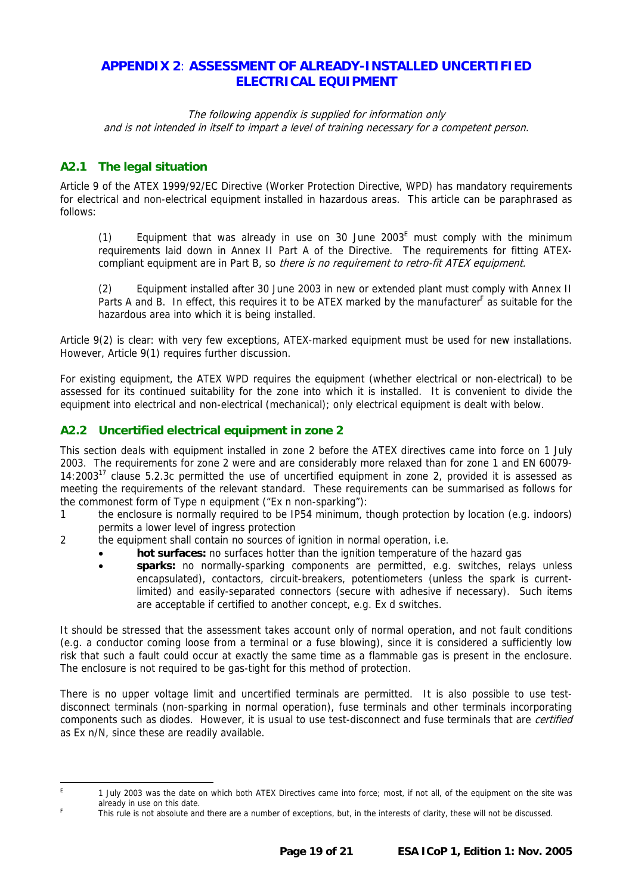# APPENDIX 2: ASSESSMENT OF ALREADY-INSTALLED UNCERTIFIED ELECTRICAL EQUIPMENT

*The following appendix is supplied for information only and is not intended in itself to impart a level of training necessary for a competent person.*

## A2.1 The legal situation

Article 9 of the ATEX 1999/92/EC Directive (Worker Protection Directive, WPD) has mandatory requirements for electrical and non-electrical equipment installed in hazardous areas. This article can be paraphrased as follows:

> (1) Equipment that was already in use on 30 June 2003[E] must comply with the minimum requirements laid down in Annex II Part A of the Directive. The requirements for fitting ATEX-compliant equipment are in Part B, so *there is no requirement to retro-fit ATEX equipment.*
>
> (2) Equipment installed after 30 June 2003 in new or extended plant must comply with Annex II Parts A and B. In effect, this requires it to be ATEX marked by the manufacturer[F] as suitable for the hazardous area into which it is being installed.

Article 9(2) is clear: with very few exceptions, ATEX-marked equipment must be used for new installations. However, Article 9(1) requires further discussion.

For existing equipment, the ATEX WPD requires the equipment (whether electrical or non-electrical) to be assessed for its continued suitability for the zone into which it is installed. It is convenient to divide the equipment into electrical and non-electrical (mechanical); only electrical equipment is dealt with below.

## A2.2 Uncertified electrical equipment in zone 2

This section deals with equipment installed in zone 2 before the ATEX directives came into force on 1 July 2003. The requirements for zone 2 were and are considerably more relaxed than for zone 1 and EN 60079-14:2003[17] clause 5.2.3c permitted the use of uncertified equipment in zone 2, provided it is assessed as meeting the requirements of the relevant standard. These requirements can be summarised as follows for the commonest form of Type n equipment ("Ex n non-sparking"):

1. the enclosure is normally required to be IP54 minimum, though protection by location (e.g. indoors) permits a lower level of ingress protection
2. the equipment shall contain no sources of ignition in normal operation, i.e.
   - **hot surfaces:** no surfaces hotter than the ignition temperature of the hazard gas
   - **sparks:** no normally-sparking components are permitted, e.g. switches, relays unless encapsulated), contactors, circuit-breakers, potentiometers (unless the spark is current-limited) and easily-separated connectors (secure with adhesive if necessary). Such items are acceptable if certified to another concept, e.g. Ex d switches.

It should be stressed that the assessment takes account only of normal operation, and not fault conditions (e.g. a conductor coming loose from a terminal or a fuse blowing), since it is considered a sufficiently low risk that such a fault could occur at exactly the same time as a flammable gas is present in the enclosure. The enclosure is not required to be gas-tight for this method of protection.

There is no upper voltage limit and uncertified terminals are permitted. It is also possible to use test-disconnect terminals (non-sparking in normal operation), fuse terminals and other terminals incorporating components such as diodes. However, it is usual to use test-disconnect and fuse terminals that are *certified* as Ex n/N, since these are readily available.

---

[E] 1 July 2003 was the date on which both ATEX Directives came into force; most, if not all, of the equipment on the site was already in use on this date.

[F] This rule is not absolute and there are a number of exceptions, but, in the interests of clarity, these will not be discussed.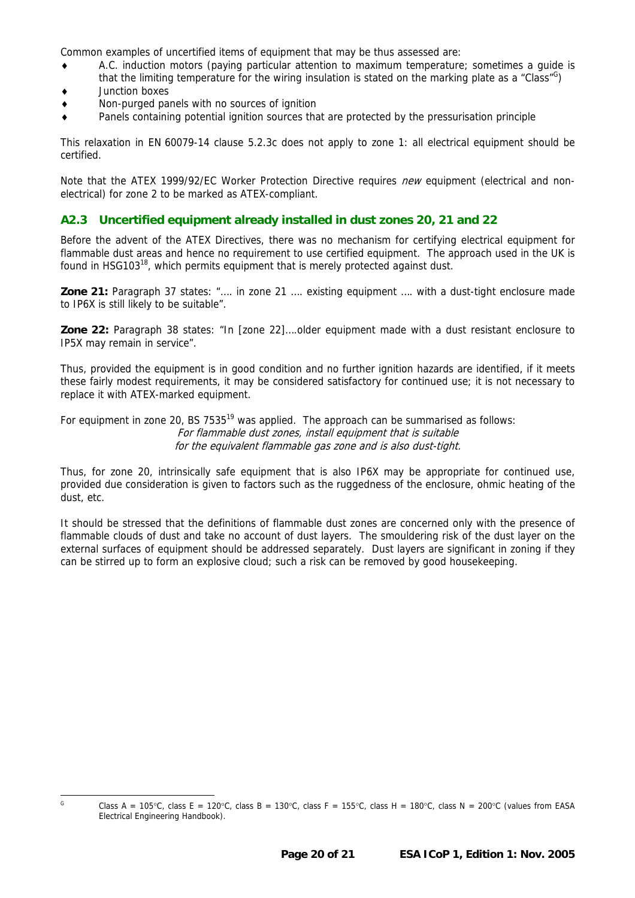Common examples of uncertified items of equipment that may be thus assessed are:

- A.C. induction motors (paying particular attention to maximum temperature; sometimes a guide is that the limiting temperature for the wiring insulation is stated on the marking plate as a "Class"[G])
- Junction boxes
- Non-purged panels with no sources of ignition
- Panels containing potential ignition sources that are protected by the pressurisation principle

This relaxation in EN 60079-14 clause 5.2.3c does not apply to zone 1: all electrical equipment should be certified.

Note that the ATEX 1999/92/EC Worker Protection Directive requires *new* equipment (electrical and non-electrical) for zone 2 to be marked as ATEX-compliant.

### A2.3 Uncertified equipment already installed in dust zones 20, 21 and 22

Before the advent of the ATEX Directives, there was no mechanism for certifying electrical equipment for flammable dust areas and hence no requirement to use certified equipment. The approach used in the UK is found in HSG103[18], which permits equipment that is merely protected against dust.

**Zone 21:** Paragraph 37 states: "…. in zone 21 …. existing equipment …. with a dust-tight enclosure made to IP6X is still likely to be suitable".

**Zone 22:** Paragraph 38 states: "In [zone 22]….older equipment made with a dust resistant enclosure to IP5X may remain in service".

Thus, provided the equipment is in good condition and no further ignition hazards are identified, if it meets these fairly modest requirements, it may be considered satisfactory for continued use; it is not necessary to replace it with ATEX-marked equipment.

For equipment in zone 20, BS 7535[19] was applied. The approach can be summarised as follows:

*For flammable dust zones, install equipment that is suitable for the equivalent flammable gas zone and is also dust-tight.*

Thus, for zone 20, intrinsically safe equipment that is also IP6X may be appropriate for continued use, provided due consideration is given to factors such as the ruggedness of the enclosure, ohmic heating of the dust, etc.

It should be stressed that the definitions of flammable dust zones are concerned only with the presence of flammable clouds of dust and take no account of dust layers. The smouldering risk of the dust layer on the external surfaces of equipment should be addressed separately. Dust layers are significant in zoning if they can be stirred up to form an explosive cloud; such a risk can be removed by good housekeeping.

---

[G] Class A = 105°C, class E = 120°C, class B = 130°C, class F = 155°C, class H = 180°C, class N = 200°C (values from EASA Electrical Engineering Handbook).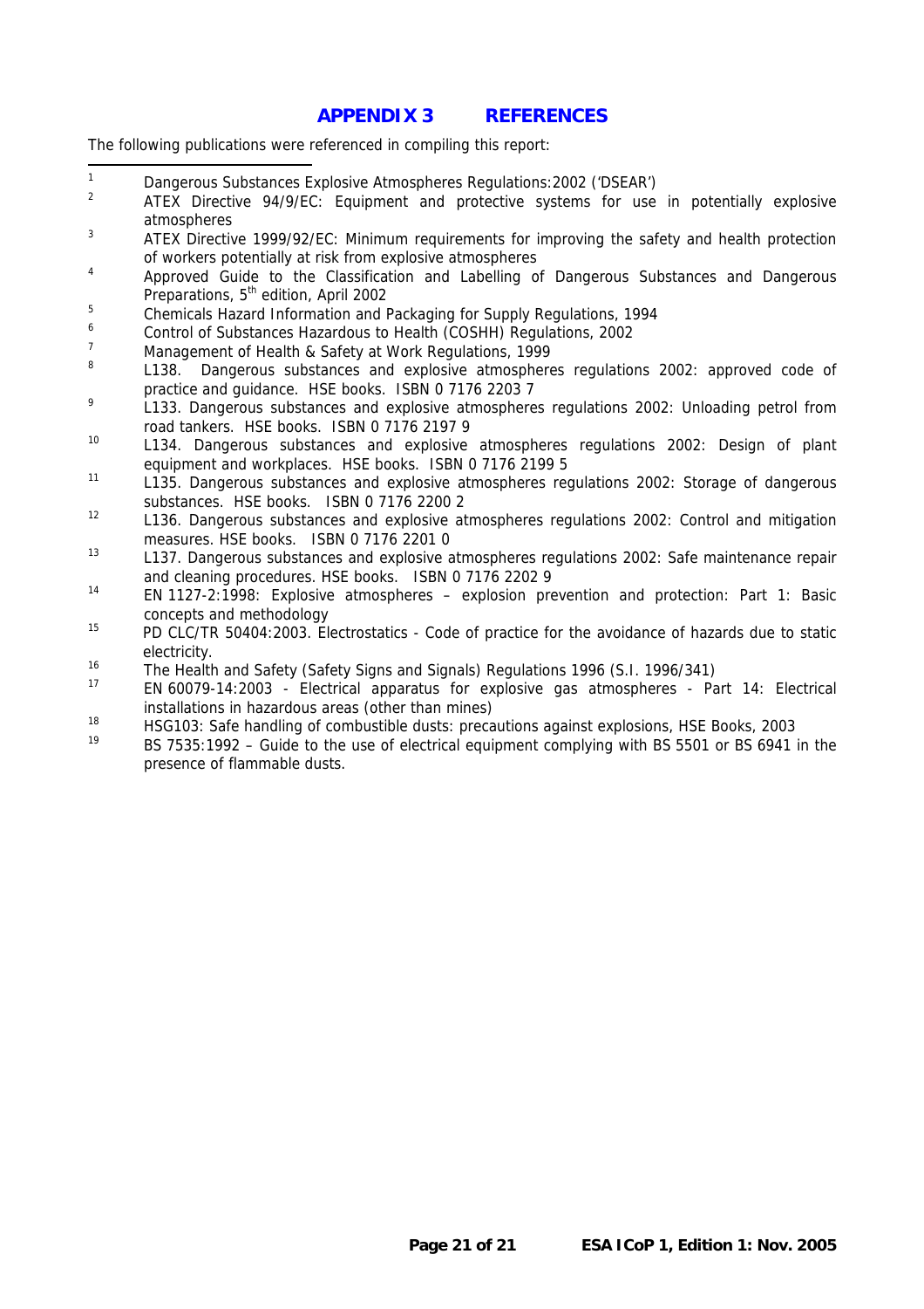# APPENDIX 3 REFERENCES

The following publications were referenced in compiling this report:

1. Dangerous Substances Explosive Atmospheres Regulations:2002 ('DSEAR')
2. ATEX Directive 94/9/EC: Equipment and protective systems for use in potentially explosive atmospheres
3. ATEX Directive 1999/92/EC: Minimum requirements for improving the safety and health protection of workers potentially at risk from explosive atmospheres
4. Approved Guide to the Classification and Labelling of Dangerous Substances and Dangerous Preparations, 5th edition, April 2002
5. Chemicals Hazard Information and Packaging for Supply Regulations, 1994
6. Control of Substances Hazardous to Health (COSHH) Regulations, 2002
7. Management of Health & Safety at Work Regulations, 1999
8. L138. Dangerous substances and explosive atmospheres regulations 2002: approved code of practice and guidance. HSE books. ISBN 0 7176 2203 7
9. L133. Dangerous substances and explosive atmospheres regulations 2002: Unloading petrol from road tankers. HSE books. ISBN 0 7176 2197 9
10. L134. Dangerous substances and explosive atmospheres regulations 2002: Design of plant equipment and workplaces. HSE books. ISBN 0 7176 2199 5
11. L135. Dangerous substances and explosive atmospheres regulations 2002: Storage of dangerous substances. HSE books. ISBN 0 7176 2200 2
12. L136. Dangerous substances and explosive atmospheres regulations 2002: Control and mitigation measures. HSE books. ISBN 0 7176 2201 0
13. L137. Dangerous substances and explosive atmospheres regulations 2002: Safe maintenance repair and cleaning procedures. HSE books. ISBN 0 7176 2202 9
14. EN 1127-2:1998: Explosive atmospheres – explosion prevention and protection: Part 1: Basic concepts and methodology
15. PD CLC/TR 50404:2003. Electrostatics - Code of practice for the avoidance of hazards due to static electricity.
16. The Health and Safety (Safety Signs and Signals) Regulations 1996 (S.I. 1996/341)
17. EN 60079-14:2003 - Electrical apparatus for explosive gas atmospheres - Part 14: Electrical installations in hazardous areas (other than mines)
18. HSG103: Safe handling of combustible dusts: precautions against explosions, HSE Books, 2003
19. BS 7535:1992 – Guide to the use of electrical equipment complying with BS 5501 or BS 6941 in the presence of flammable dusts.